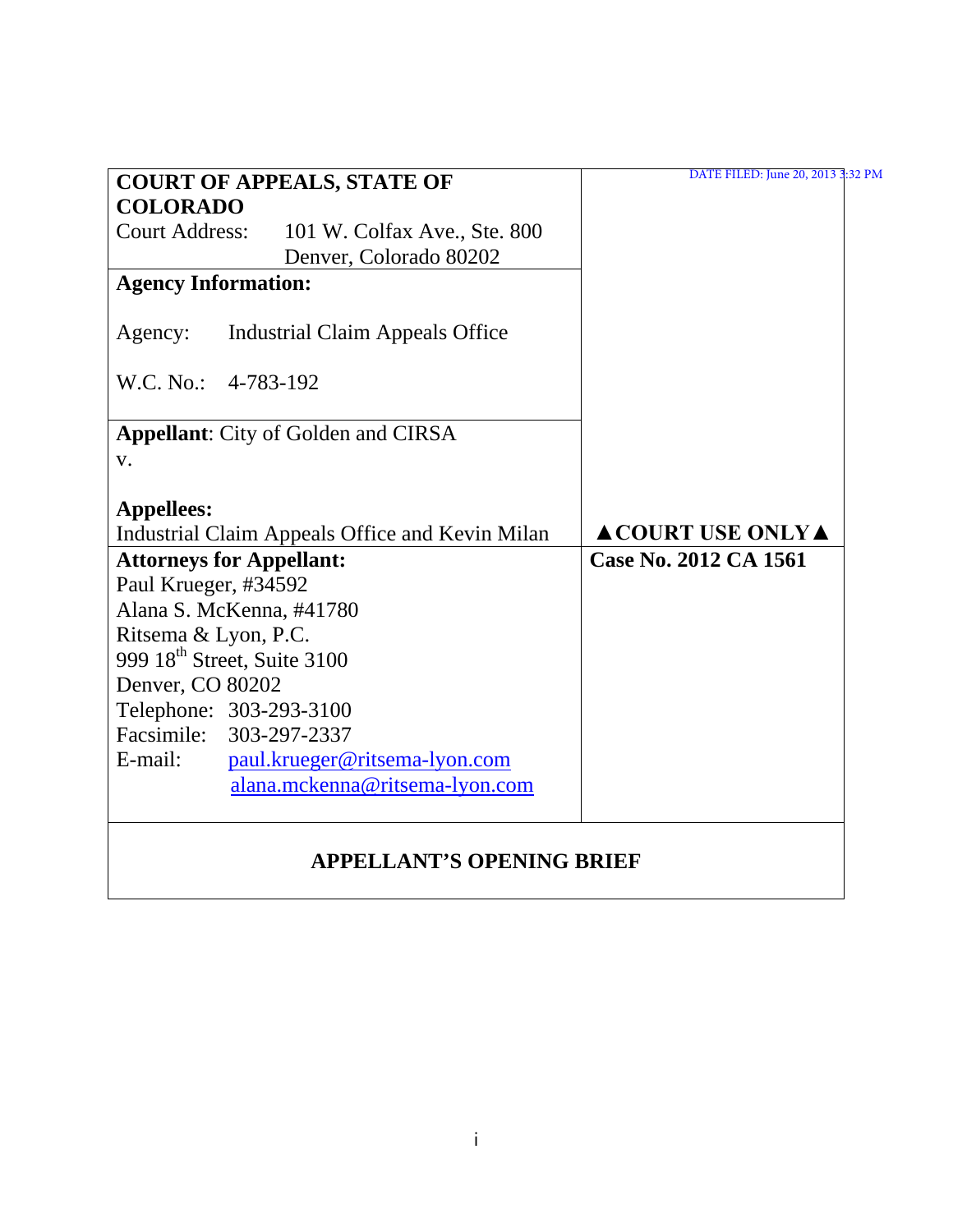DATE FILED: June 20, 2013 3:32 PM

| | |
|---|---|
| **COURT OF APPEALS, STATE OF COLORADO**<br>Court Address: 101 W. Colfax Ave., Ste. 800<br>Denver, Colorado 80202 | |
| **Agency Information:**<br><br>Agency: Industrial Claim Appeals Office<br><br>W.C. No.: 4-783-192 | |
| **Appellant**: City of Golden and CIRSA<br>v.<br><br>**Appellees:**<br>Industrial Claim Appeals Office and Kevin Milan | **▲COURT USE ONLY▲** |
| **Attorneys for Appellant:**<br>Paul Krueger, #34592<br>Alana S. McKenna, #41780<br>Ritsema & Lyon, P.C.<br>999 18th Street, Suite 3100<br>Denver, CO 80202<br>Telephone: 303-293-3100<br>Facsimile: 303-297-2337<br>E-mail: paul.krueger@ritsema-lyon.com<br>alana.mckenna@ritsema-lyon.com | **Case No. 2012 CA 1561** |

**APPELLANT'S OPENING BRIEF**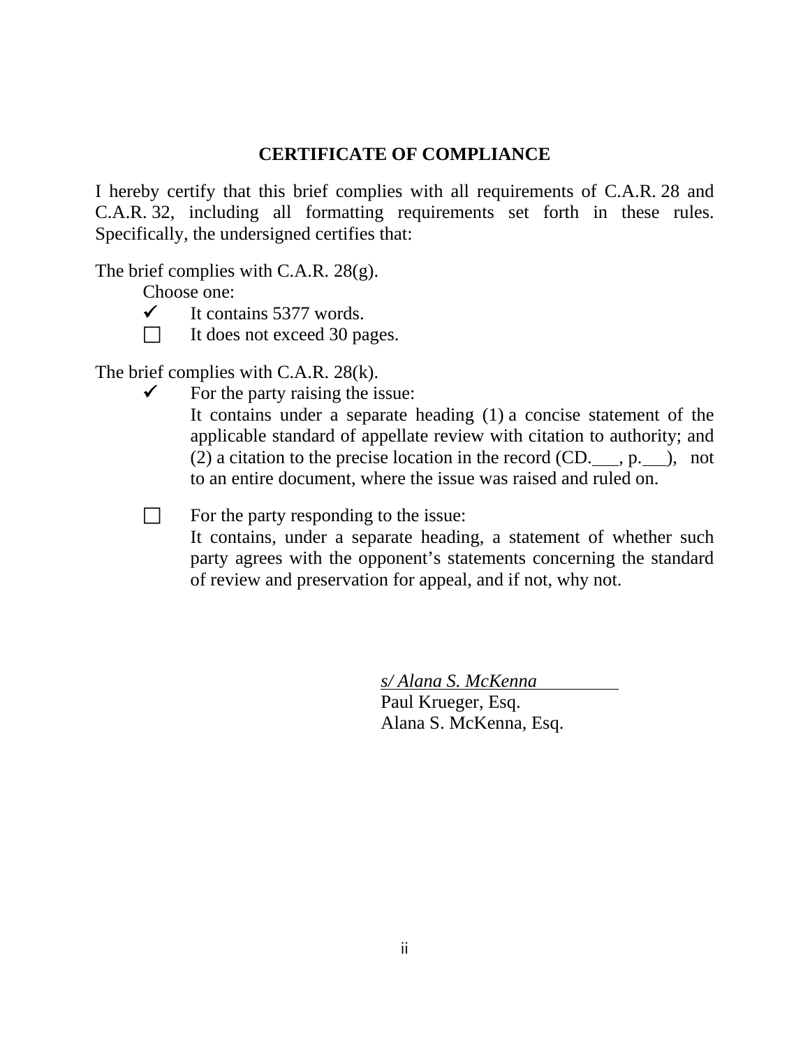## CERTIFICATE OF COMPLIANCE

I hereby certify that this brief complies with all requirements of C.A.R. 28 and C.A.R. 32, including all formatting requirements set forth in these rules. Specifically, the undersigned certifies that:

The brief complies with C.A.R. 28(g).

Choose one:

- ✓ It contains 5377 words.
- ☐ It does not exceed 30 pages.

The brief complies with C.A.R. 28(k).

- ✓ For the party raising the issue:
  It contains under a separate heading (1) a concise statement of the applicable standard of appellate review with citation to authority; and (2) a citation to the precise location in the record (CD.\_\_\_, p.\_\_\_), not to an entire document, where the issue was raised and ruled on.

- ☐ For the party responding to the issue:
  It contains, under a separate heading, a statement of whether such party agrees with the opponent's statements concerning the standard of review and preservation for appeal, and if not, why not.

*s/ Alana S. McKenna*
Paul Krueger, Esq.
Alana S. McKenna, Esq.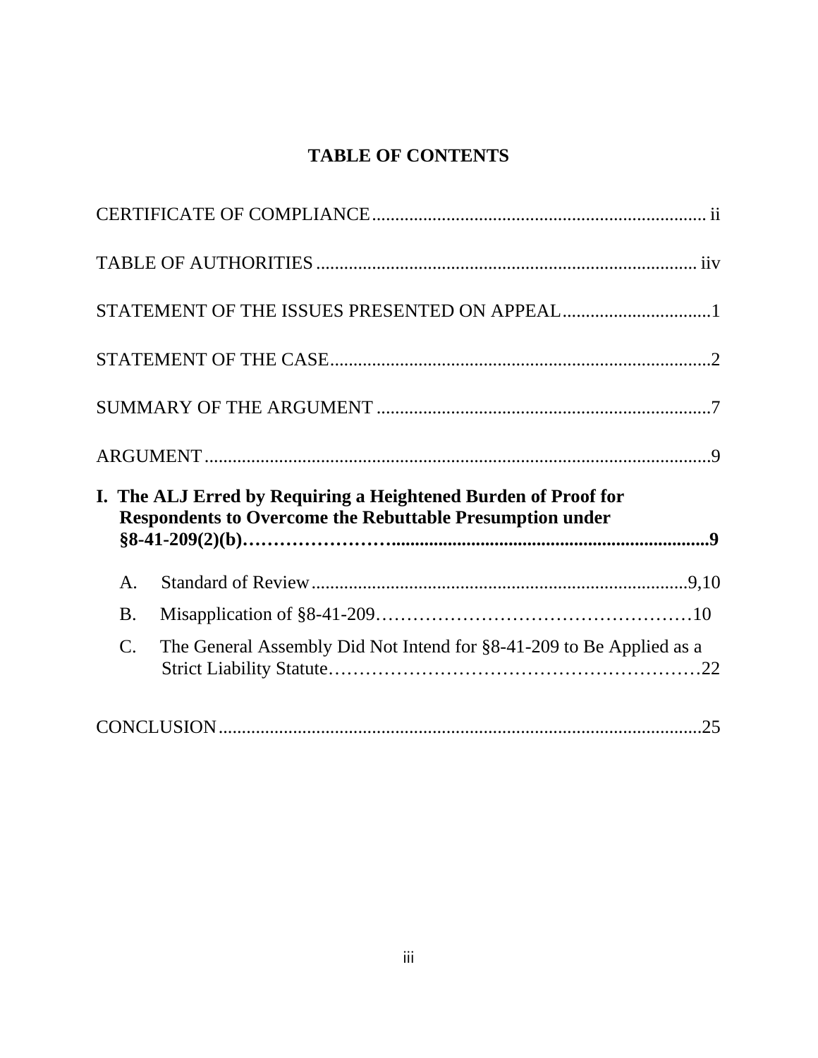# TABLE OF CONTENTS

CERTIFICATE OF COMPLIANCE........................................................................ ii

TABLE OF AUTHORITIES .................................................................................. iiv

STATEMENT OF THE ISSUES PRESENTED ON APPEAL................................1

STATEMENT OF THE CASE..................................................................................2

SUMMARY OF THE ARGUMENT ........................................................................7

ARGUMENT.............................................................................................................9

**I. The ALJ Erred by Requiring a Heightened Burden of Proof for Respondents to Overcome the Rebuttable Presumption under §8-41-209(2)(b)…………………….....................................................................9**

A. Standard of Review.................................................................................9,10

B. Misapplication of §8-41-209……………………………………………10

C. The General Assembly Did Not Intend for §8-41-209 to Be Applied as a Strict Liability Statute…………………………………………………22

CONCLUSION........................................................................................................25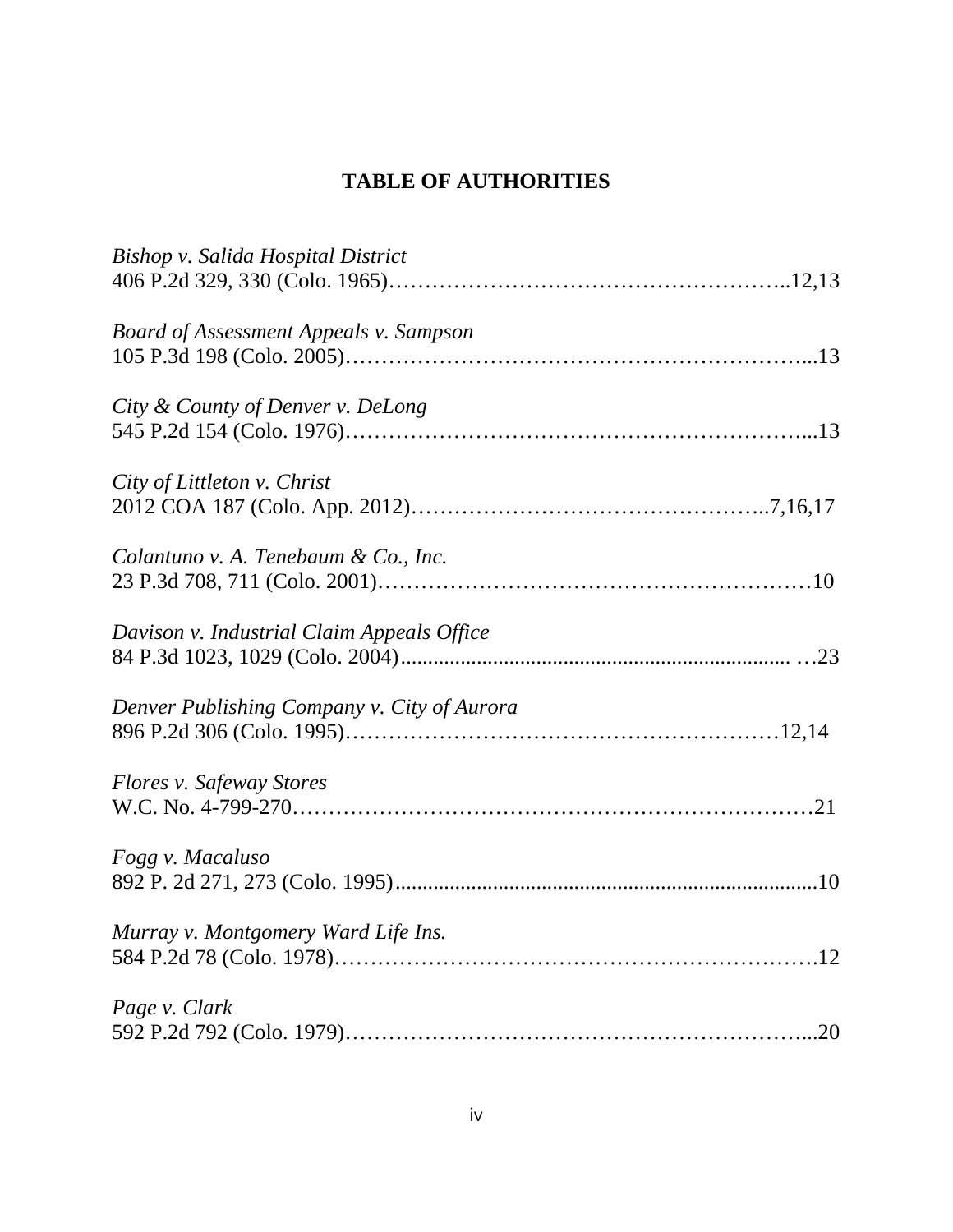## TABLE OF AUTHORITIES

*Bishop v. Salida Hospital District*
406 P.2d 329, 330 (Colo. 1965)……………………………………………..12,13

*Board of Assessment Appeals v. Sampson*
105 P.3d 198 (Colo. 2005)……………………………………………………...13

*City & County of Denver v. DeLong*
545 P.2d 154 (Colo. 1976)……………………………………………………...13

*City of Littleton v. Christ*
2012 COA 187 (Colo. App. 2012)………………………………………..7,16,17

*Colantuno v. A. Tenebaum & Co., Inc.*
23 P.3d 708, 711 (Colo. 2001)…………………………………………………10

*Davison v. Industrial Claim Appeals Office*
84 P.3d 1023, 1029 (Colo. 2004)........................................................................ …23

*Denver Publishing Company v. City of Aurora*
896 P.2d 306 (Colo. 1995)…………………………………………………12,14

*Flores v. Safeway Stores*
W.C. No. 4-799-270……………………………………………………………21

*Fogg v. Macaluso*
892 P. 2d 271, 273 (Colo. 1995).............................................................................10

*Murray v. Montgomery Ward Life Ins.*
584 P.2d 78 (Colo. 1978)…………………………………………………………12

*Page v. Clark*
592 P.2d 792 (Colo. 1979)……………………………………………………...20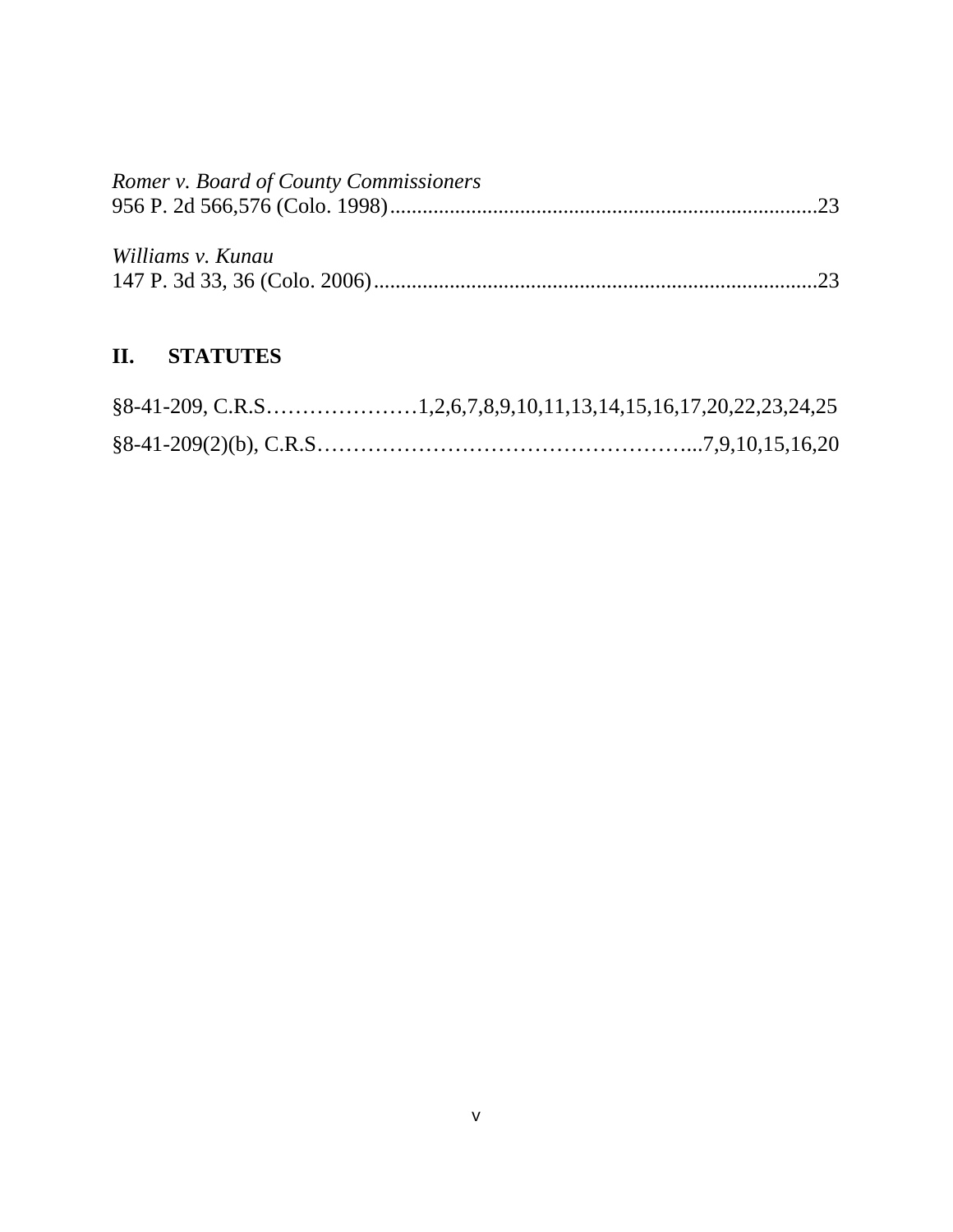*Romer v. Board of County Commissioners*
956 P. 2d 566,576 (Colo. 1998)................................................................................23

*Williams v. Kunau*
147 P. 3d 33, 36 (Colo. 2006)..................................................................................23

## II. STATUTES

§8-41-209, C.R.S…………………1,2,6,7,8,9,10,11,13,14,15,16,17,20,22,23,24,25

§8-41-209(2)(b), C.R.S……………………………………………...7,9,10,15,16,20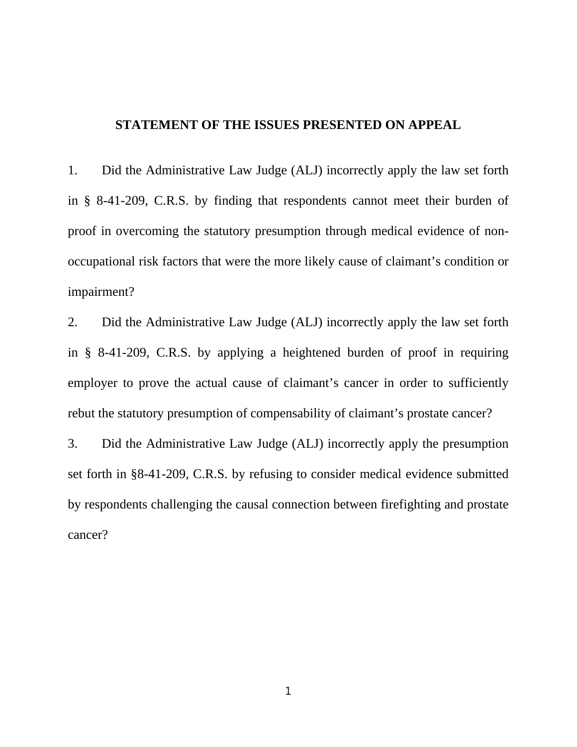**STATEMENT OF THE ISSUES PRESENTED ON APPEAL**

1. Did the Administrative Law Judge (ALJ) incorrectly apply the law set forth in § 8-41-209, C.R.S. by finding that respondents cannot meet their burden of proof in overcoming the statutory presumption through medical evidence of non-occupational risk factors that were the more likely cause of claimant's condition or impairment?

2. Did the Administrative Law Judge (ALJ) incorrectly apply the law set forth in § 8-41-209, C.R.S. by applying a heightened burden of proof in requiring employer to prove the actual cause of claimant's cancer in order to sufficiently rebut the statutory presumption of compensability of claimant's prostate cancer?

3. Did the Administrative Law Judge (ALJ) incorrectly apply the presumption set forth in §8-41-209, C.R.S. by refusing to consider medical evidence submitted by respondents challenging the causal connection between firefighting and prostate cancer?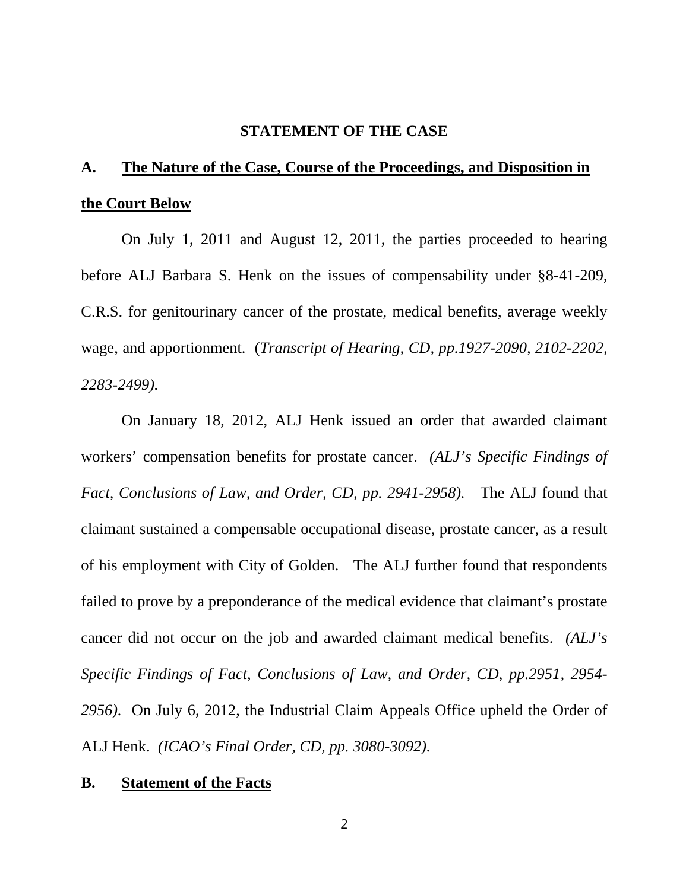## STATEMENT OF THE CASE

### A. <u>The Nature of the Case, Course of the Proceedings, and Disposition in the Court Below</u>

On July 1, 2011 and August 12, 2011, the parties proceeded to hearing before ALJ Barbara S. Henk on the issues of compensability under §8-41-209, C.R.S. for genitourinary cancer of the prostate, medical benefits, average weekly wage, and apportionment. (*Transcript of Hearing, CD, pp.1927-2090, 2102-2202, 2283-2499).*

On January 18, 2012, ALJ Henk issued an order that awarded claimant workers' compensation benefits for prostate cancer. *(ALJ's Specific Findings of Fact, Conclusions of Law, and Order, CD, pp. 2941-2958).* The ALJ found that claimant sustained a compensable occupational disease, prostate cancer, as a result of his employment with City of Golden. The ALJ further found that respondents failed to prove by a preponderance of the medical evidence that claimant's prostate cancer did not occur on the job and awarded claimant medical benefits. *(ALJ's Specific Findings of Fact, Conclusions of Law, and Order, CD, pp.2951, 2954-2956).* On July 6, 2012, the Industrial Claim Appeals Office upheld the Order of ALJ Henk. *(ICAO's Final Order, CD, pp. 3080-3092).*

### B. <u>Statement of the Facts</u>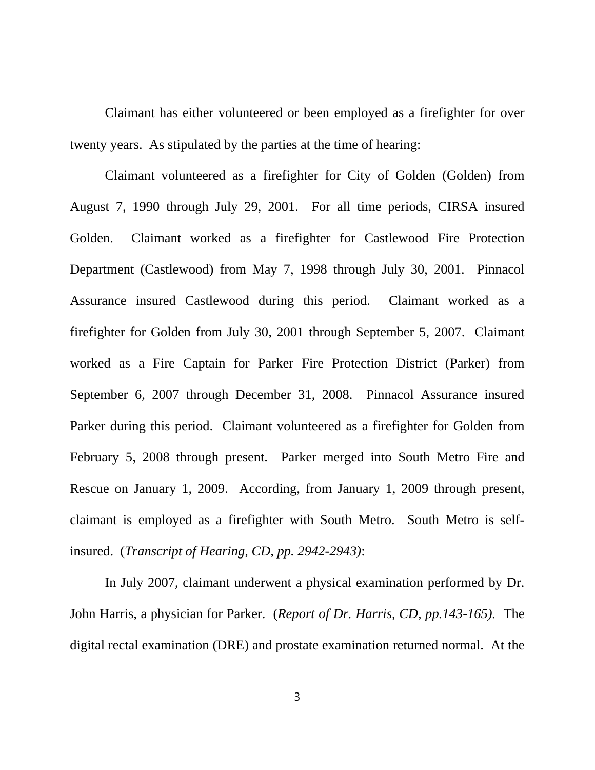Claimant has either volunteered or been employed as a firefighter for over twenty years. As stipulated by the parties at the time of hearing:

Claimant volunteered as a firefighter for City of Golden (Golden) from August 7, 1990 through July 29, 2001. For all time periods, CIRSA insured Golden. Claimant worked as a firefighter for Castlewood Fire Protection Department (Castlewood) from May 7, 1998 through July 30, 2001. Pinnacol Assurance insured Castlewood during this period. Claimant worked as a firefighter for Golden from July 30, 2001 through September 5, 2007. Claimant worked as a Fire Captain for Parker Fire Protection District (Parker) from September 6, 2007 through December 31, 2008. Pinnacol Assurance insured Parker during this period. Claimant volunteered as a firefighter for Golden from February 5, 2008 through present. Parker merged into South Metro Fire and Rescue on January 1, 2009. According, from January 1, 2009 through present, claimant is employed as a firefighter with South Metro. South Metro is self-insured. (*Transcript of Hearing, CD, pp. 2942-2943)*:

In July 2007, claimant underwent a physical examination performed by Dr. John Harris, a physician for Parker. (*Report of Dr. Harris, CD, pp.143-165).* The digital rectal examination (DRE) and prostate examination returned normal. At the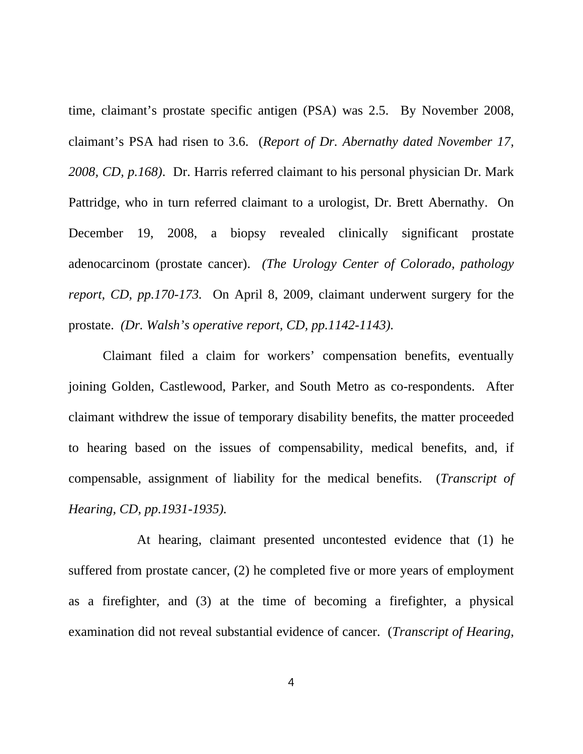time, claimant's prostate specific antigen (PSA) was 2.5. By November 2008, claimant's PSA had risen to 3.6. (*Report of Dr. Abernathy dated November 17, 2008, CD, p.168)*. Dr. Harris referred claimant to his personal physician Dr. Mark Pattridge, who in turn referred claimant to a urologist, Dr. Brett Abernathy. On December 19, 2008, a biopsy revealed clinically significant prostate adenocarcinom (prostate cancer). *(The Urology Center of Colorado, pathology report, CD, pp.170-173.* On April 8, 2009, claimant underwent surgery for the prostate. *(Dr. Walsh's operative report, CD, pp.1142-1143).*

Claimant filed a claim for workers' compensation benefits, eventually joining Golden, Castlewood, Parker, and South Metro as co-respondents. After claimant withdrew the issue of temporary disability benefits, the matter proceeded to hearing based on the issues of compensability, medical benefits, and, if compensable, assignment of liability for the medical benefits. (*Transcript of Hearing, CD, pp.1931-1935).*

At hearing, claimant presented uncontested evidence that (1) he suffered from prostate cancer, (2) he completed five or more years of employment as a firefighter, and (3) at the time of becoming a firefighter, a physical examination did not reveal substantial evidence of cancer. (*Transcript of Hearing,*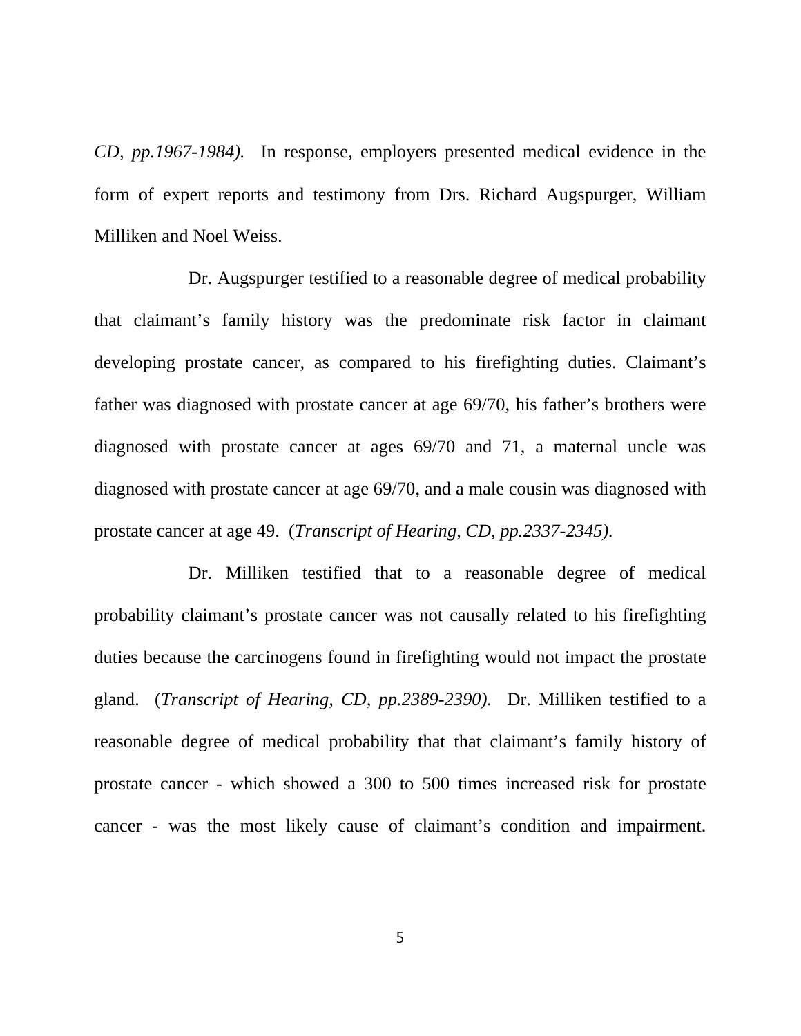*CD, pp.1967-1984).* In response, employers presented medical evidence in the form of expert reports and testimony from Drs. Richard Augspurger, William Milliken and Noel Weiss.

Dr. Augspurger testified to a reasonable degree of medical probability that claimant's family history was the predominate risk factor in claimant developing prostate cancer, as compared to his firefighting duties. Claimant's father was diagnosed with prostate cancer at age 69/70, his father's brothers were diagnosed with prostate cancer at ages 69/70 and 71, a maternal uncle was diagnosed with prostate cancer at age 69/70, and a male cousin was diagnosed with prostate cancer at age 49. (*Transcript of Hearing, CD, pp.2337-2345).*

Dr. Milliken testified that to a reasonable degree of medical probability claimant's prostate cancer was not causally related to his firefighting duties because the carcinogens found in firefighting would not impact the prostate gland. (*Transcript of Hearing, CD, pp.2389-2390).* Dr. Milliken testified to a reasonable degree of medical probability that that claimant's family history of prostate cancer - which showed a 300 to 500 times increased risk for prostate cancer - was the most likely cause of claimant's condition and impairment.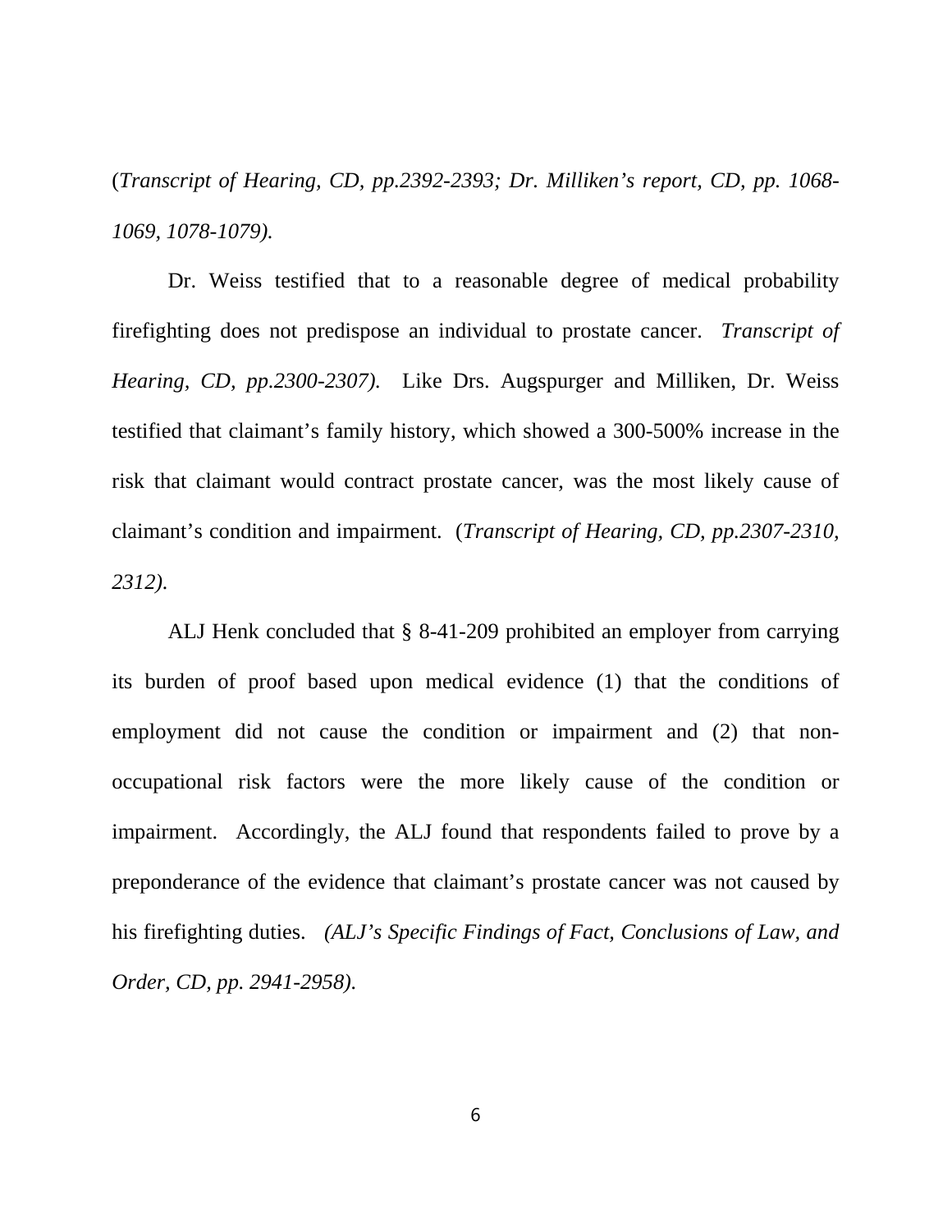(*Transcript of Hearing, CD, pp.2392-2393; Dr. Milliken's report, CD, pp. 1068-1069, 1078-1079).*

Dr. Weiss testified that to a reasonable degree of medical probability firefighting does not predispose an individual to prostate cancer. *Transcript of Hearing, CD, pp.2300-2307).* Like Drs. Augspurger and Milliken, Dr. Weiss testified that claimant's family history, which showed a 300-500% increase in the risk that claimant would contract prostate cancer, was the most likely cause of claimant's condition and impairment. (*Transcript of Hearing, CD, pp.2307-2310, 2312).*

ALJ Henk concluded that § 8-41-209 prohibited an employer from carrying its burden of proof based upon medical evidence (1) that the conditions of employment did not cause the condition or impairment and (2) that non-occupational risk factors were the more likely cause of the condition or impairment. Accordingly, the ALJ found that respondents failed to prove by a preponderance of the evidence that claimant's prostate cancer was not caused by his firefighting duties. *(ALJ's Specific Findings of Fact, Conclusions of Law, and Order, CD, pp. 2941-2958).*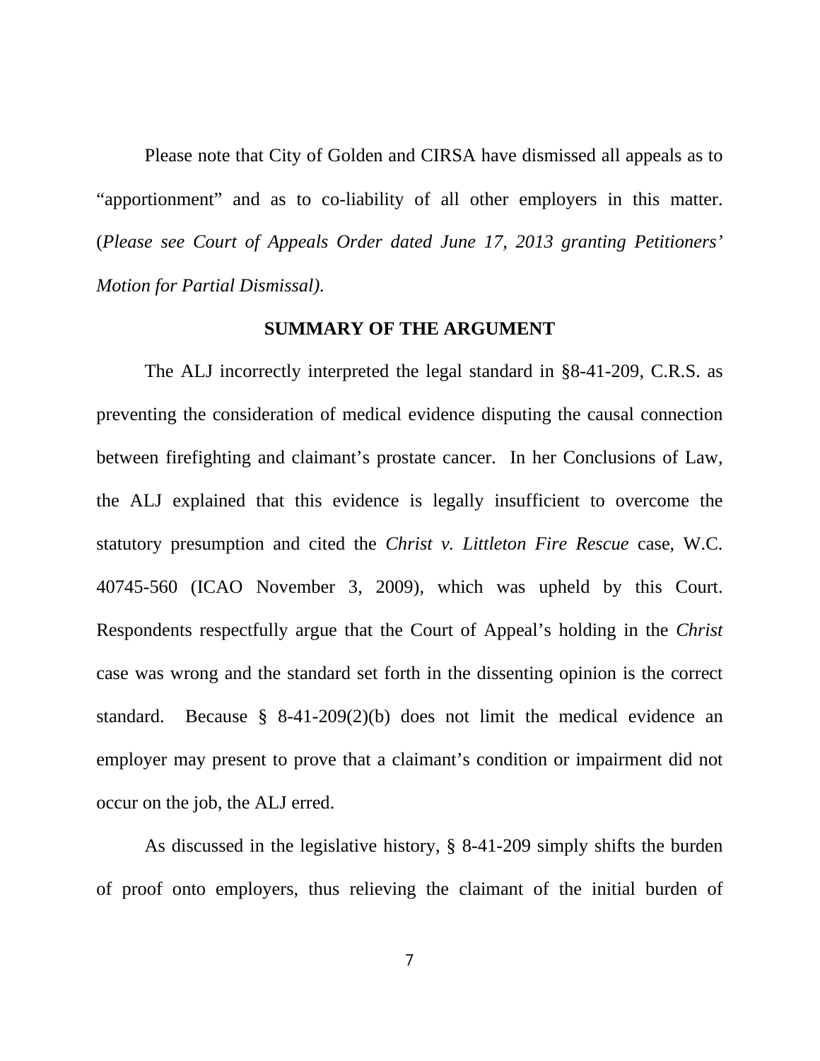Please note that City of Golden and CIRSA have dismissed all appeals as to "apportionment" and as to co-liability of all other employers in this matter. (*Please see Court of Appeals Order dated June 17, 2013 granting Petitioners' Motion for Partial Dismissal).*

## SUMMARY OF THE ARGUMENT

The ALJ incorrectly interpreted the legal standard in §8-41-209, C.R.S. as preventing the consideration of medical evidence disputing the causal connection between firefighting and claimant's prostate cancer. In her Conclusions of Law, the ALJ explained that this evidence is legally insufficient to overcome the statutory presumption and cited the *Christ v. Littleton Fire Rescue* case, W.C. 40745-560 (ICAO November 3, 2009), which was upheld by this Court. Respondents respectfully argue that the Court of Appeal's holding in the *Christ* case was wrong and the standard set forth in the dissenting opinion is the correct standard. Because § 8-41-209(2)(b) does not limit the medical evidence an employer may present to prove that a claimant's condition or impairment did not occur on the job, the ALJ erred.

As discussed in the legislative history, § 8-41-209 simply shifts the burden of proof onto employers, thus relieving the claimant of the initial burden of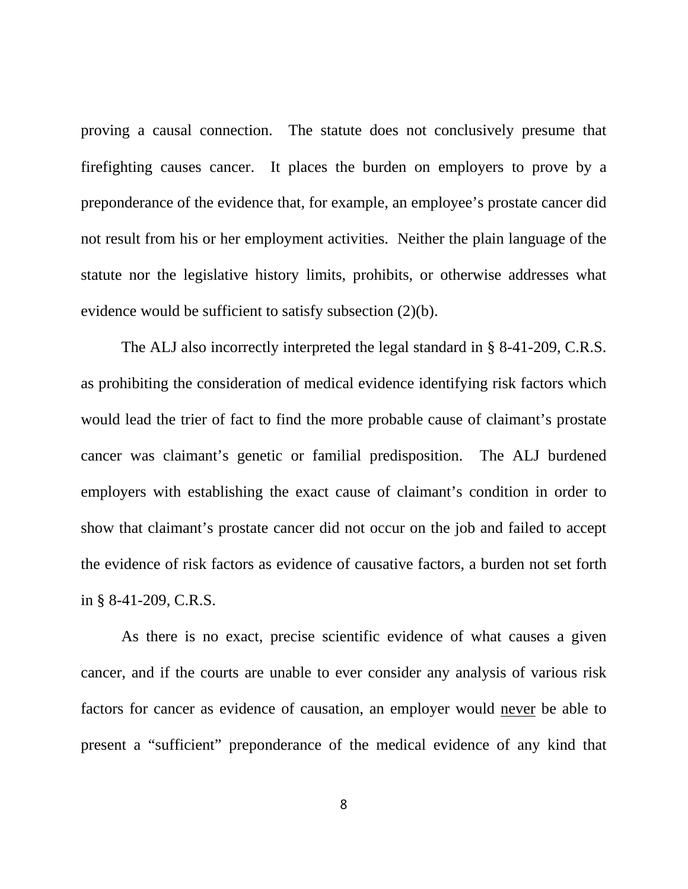proving a causal connection. The statute does not conclusively presume that firefighting causes cancer. It places the burden on employers to prove by a preponderance of the evidence that, for example, an employee's prostate cancer did not result from his or her employment activities. Neither the plain language of the statute nor the legislative history limits, prohibits, or otherwise addresses what evidence would be sufficient to satisfy subsection (2)(b).

The ALJ also incorrectly interpreted the legal standard in § 8-41-209, C.R.S. as prohibiting the consideration of medical evidence identifying risk factors which would lead the trier of fact to find the more probable cause of claimant's prostate cancer was claimant's genetic or familial predisposition. The ALJ burdened employers with establishing the exact cause of claimant's condition in order to show that claimant's prostate cancer did not occur on the job and failed to accept the evidence of risk factors as evidence of causative factors, a burden not set forth in § 8-41-209, C.R.S.

As there is no exact, precise scientific evidence of what causes a given cancer, and if the courts are unable to ever consider any analysis of various risk factors for cancer as evidence of causation, an employer would <u>never</u> be able to present a "sufficient" preponderance of the medical evidence of any kind that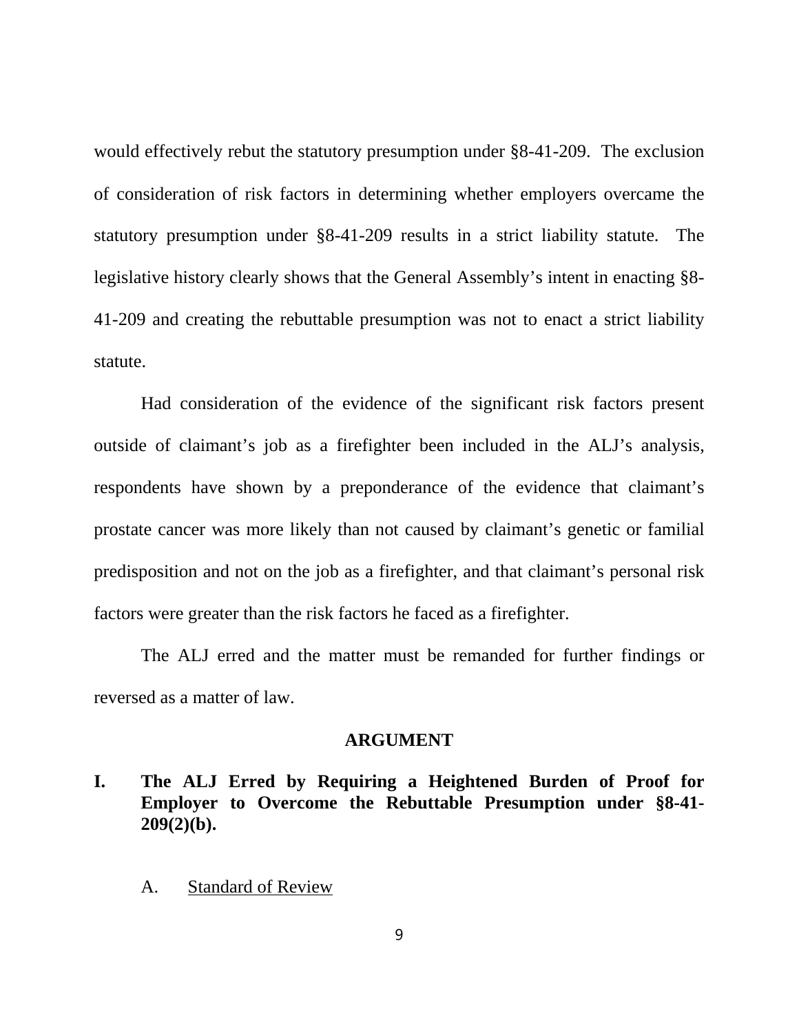would effectively rebut the statutory presumption under §8-41-209. The exclusion of consideration of risk factors in determining whether employers overcame the statutory presumption under §8-41-209 results in a strict liability statute. The legislative history clearly shows that the General Assembly's intent in enacting §8-41-209 and creating the rebuttable presumption was not to enact a strict liability statute.

Had consideration of the evidence of the significant risk factors present outside of claimant's job as a firefighter been included in the ALJ's analysis, respondents have shown by a preponderance of the evidence that claimant's prostate cancer was more likely than not caused by claimant's genetic or familial predisposition and not on the job as a firefighter, and that claimant's personal risk factors were greater than the risk factors he faced as a firefighter.

The ALJ erred and the matter must be remanded for further findings or reversed as a matter of law.

## ARGUMENT

### I. The ALJ Erred by Requiring a Heightened Burden of Proof for Employer to Overcome the Rebuttable Presumption under §8-41-209(2)(b).

#### A. Standard of Review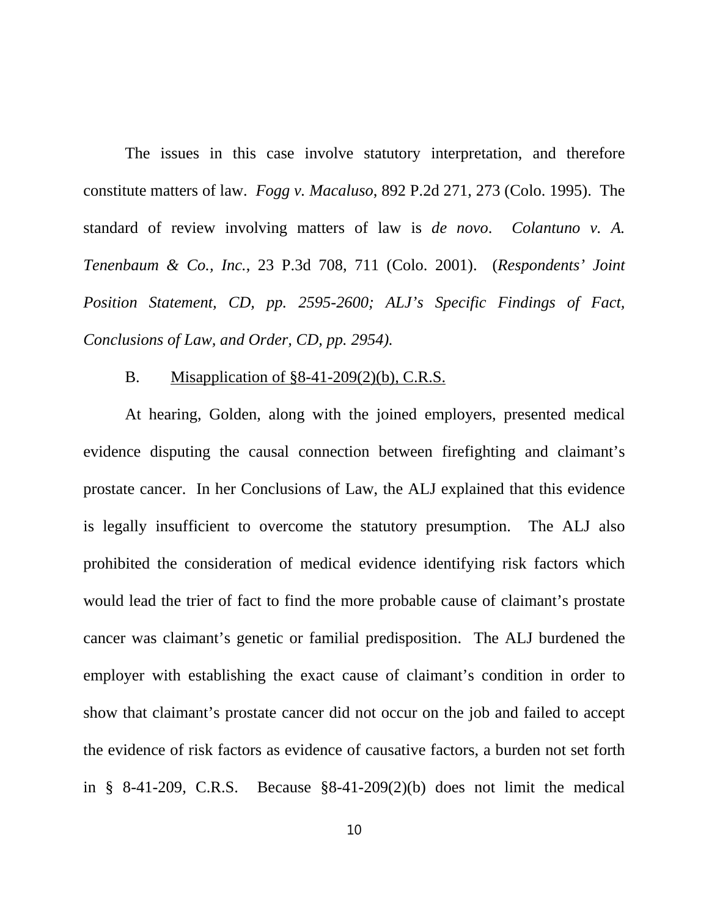The issues in this case involve statutory interpretation, and therefore constitute matters of law. *Fogg v. Macaluso*, 892 P.2d 271, 273 (Colo. 1995). The standard of review involving matters of law is *de novo*. *Colantuno v. A. Tenenbaum & Co., Inc.*, 23 P.3d 708, 711 (Colo. 2001). (*Respondents' Joint Position Statement, CD, pp. 2595-2600; ALJ's Specific Findings of Fact, Conclusions of Law, and Order, CD, pp. 2954).*

B. <u>Misapplication of §8-41-209(2)(b), C.R.S.</u>

At hearing, Golden, along with the joined employers, presented medical evidence disputing the causal connection between firefighting and claimant's prostate cancer. In her Conclusions of Law, the ALJ explained that this evidence is legally insufficient to overcome the statutory presumption. The ALJ also prohibited the consideration of medical evidence identifying risk factors which would lead the trier of fact to find the more probable cause of claimant's prostate cancer was claimant's genetic or familial predisposition. The ALJ burdened the employer with establishing the exact cause of claimant's condition in order to show that claimant's prostate cancer did not occur on the job and failed to accept the evidence of risk factors as evidence of causative factors, a burden not set forth in § 8-41-209, C.R.S. Because §8-41-209(2)(b) does not limit the medical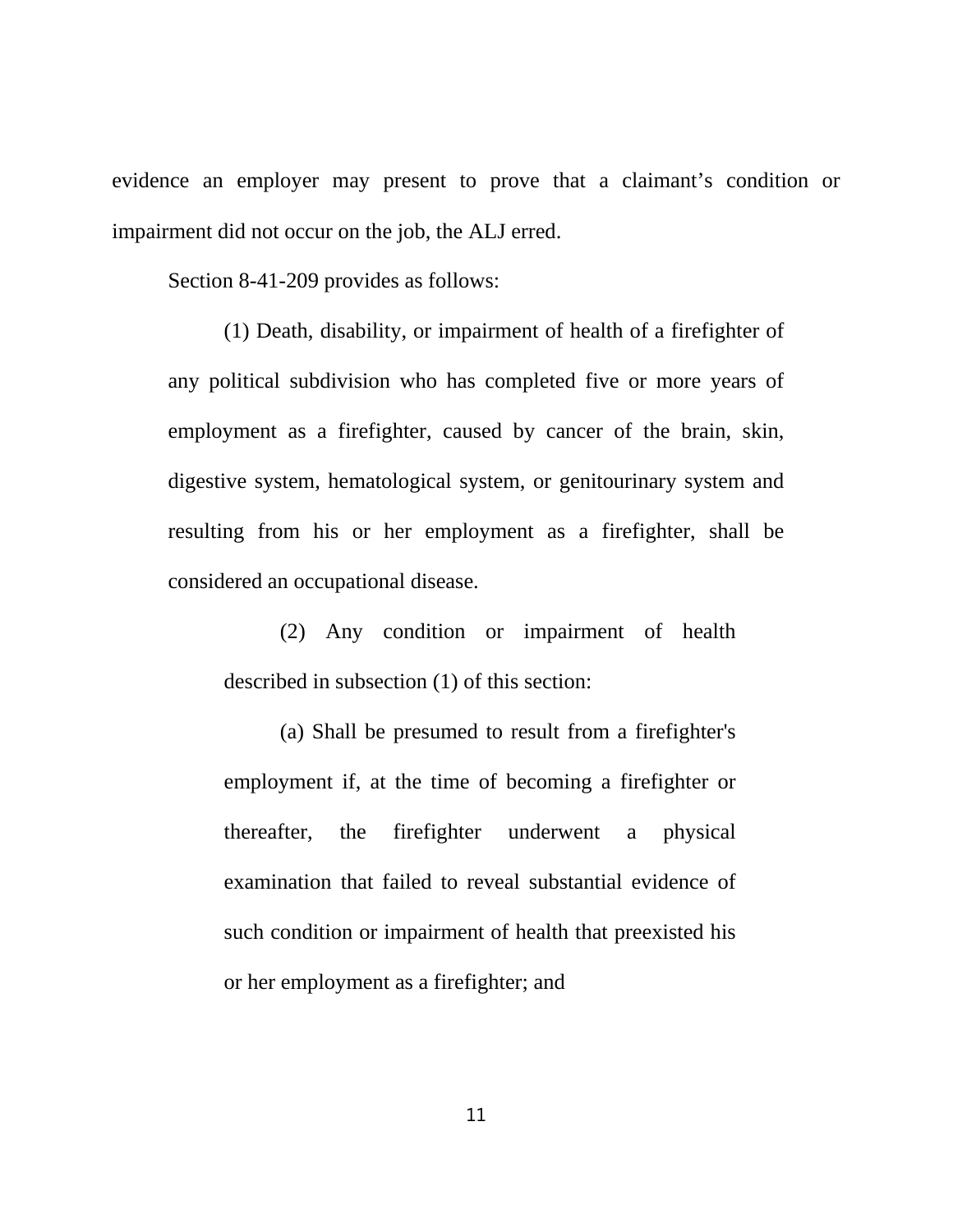evidence an employer may present to prove that a claimant's condition or impairment did not occur on the job, the ALJ erred.

Section 8-41-209 provides as follows:

> (1) Death, disability, or impairment of health of a firefighter of any political subdivision who has completed five or more years of employment as a firefighter, caused by cancer of the brain, skin, digestive system, hematological system, or genitourinary system and resulting from his or her employment as a firefighter, shall be considered an occupational disease.
>
> > (2) Any condition or impairment of health described in subsection (1) of this section:
> >
> > (a) Shall be presumed to result from a firefighter's employment if, at the time of becoming a firefighter or thereafter, the firefighter underwent a physical examination that failed to reveal substantial evidence of such condition or impairment of health that preexisted his or her employment as a firefighter; and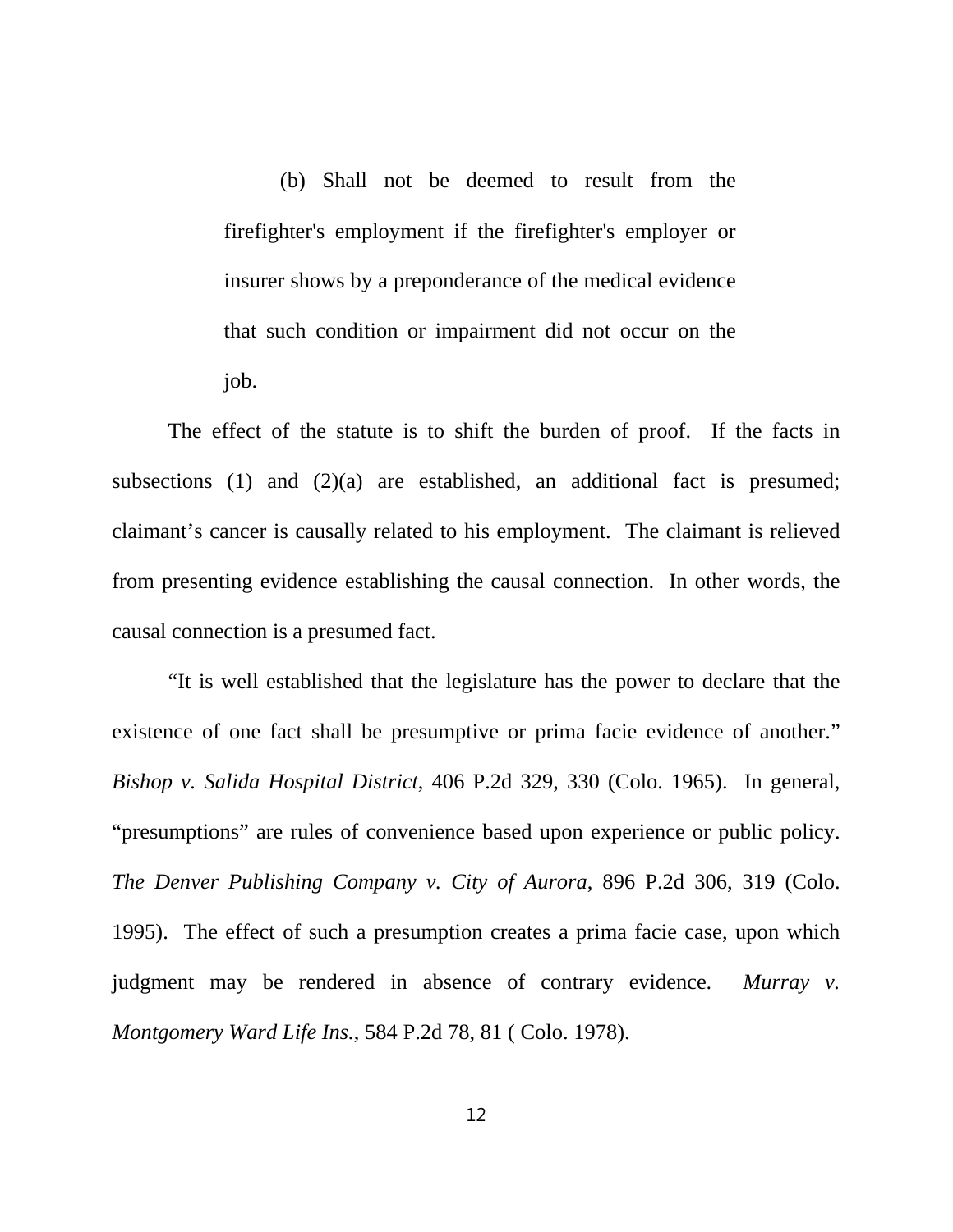> (b) Shall not be deemed to result from the firefighter's employment if the firefighter's employer or insurer shows by a preponderance of the medical evidence that such condition or impairment did not occur on the job.

The effect of the statute is to shift the burden of proof. If the facts in subsections (1) and (2)(a) are established, an additional fact is presumed; claimant's cancer is causally related to his employment. The claimant is relieved from presenting evidence establishing the causal connection. In other words, the causal connection is a presumed fact.

"It is well established that the legislature has the power to declare that the existence of one fact shall be presumptive or prima facie evidence of another." *Bishop v. Salida Hospital District*, 406 P.2d 329, 330 (Colo. 1965). In general, "presumptions" are rules of convenience based upon experience or public policy. *The Denver Publishing Company v. City of Aurora*, 896 P.2d 306, 319 (Colo. 1995). The effect of such a presumption creates a prima facie case, upon which judgment may be rendered in absence of contrary evidence. *Murray v. Montgomery Ward Life Ins.*, 584 P.2d 78, 81 ( Colo. 1978).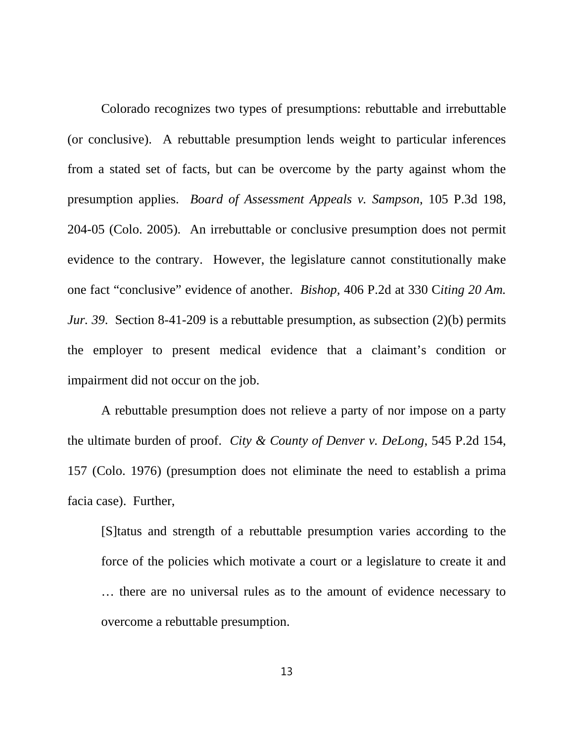Colorado recognizes two types of presumptions: rebuttable and irrebuttable (or conclusive). A rebuttable presumption lends weight to particular inferences from a stated set of facts, but can be overcome by the party against whom the presumption applies. *Board of Assessment Appeals v. Sampson*, 105 P.3d 198, 204-05 (Colo. 2005). An irrebuttable or conclusive presumption does not permit evidence to the contrary. However, the legislature cannot constitutionally make one fact "conclusive" evidence of another. *Bishop*, 406 P.2d at 330 C*iting 20 Am. Jur. 39*. Section 8-41-209 is a rebuttable presumption, as subsection (2)(b) permits the employer to present medical evidence that a claimant's condition or impairment did not occur on the job.

A rebuttable presumption does not relieve a party of nor impose on a party the ultimate burden of proof. *City & County of Denver v. DeLong*, 545 P.2d 154, 157 (Colo. 1976) (presumption does not eliminate the need to establish a prima facia case). Further,

> [S]tatus and strength of a rebuttable presumption varies according to the force of the policies which motivate a court or a legislature to create it and … there are no universal rules as to the amount of evidence necessary to overcome a rebuttable presumption.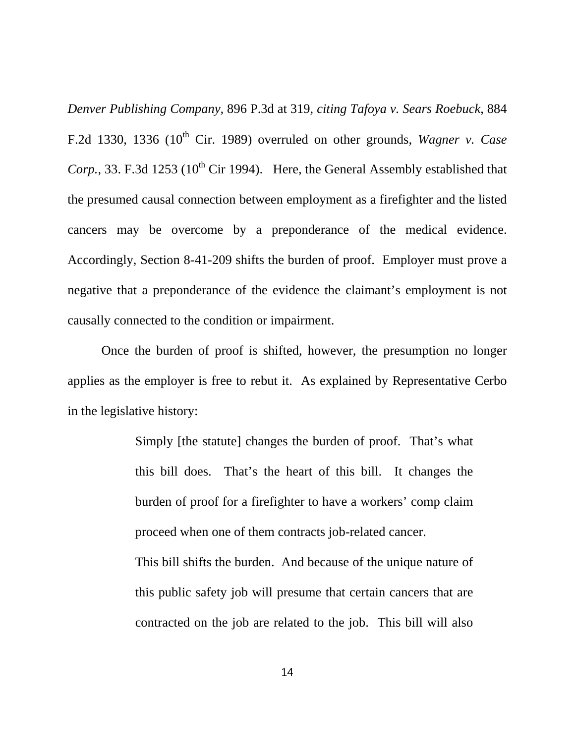*Denver Publishing Company*, 896 P.3d at 319, *citing Tafoya v. Sears Roebuck*, 884 F.2d 1330, 1336 (10th Cir. 1989) overruled on other grounds, *Wagner v. Case Corp.*, 33. F.3d 1253 (10th Cir 1994). Here, the General Assembly established that the presumed causal connection between employment as a firefighter and the listed cancers may be overcome by a preponderance of the medical evidence. Accordingly, Section 8-41-209 shifts the burden of proof. Employer must prove a negative that a preponderance of the evidence the claimant's employment is not causally connected to the condition or impairment.

Once the burden of proof is shifted, however, the presumption no longer applies as the employer is free to rebut it. As explained by Representative Cerbo in the legislative history:

> Simply [the statute] changes the burden of proof. That's what this bill does. That's the heart of this bill. It changes the burden of proof for a firefighter to have a workers' comp claim proceed when one of them contracts job-related cancer.
>
> This bill shifts the burden. And because of the unique nature of this public safety job will presume that certain cancers that are contracted on the job are related to the job. This bill will also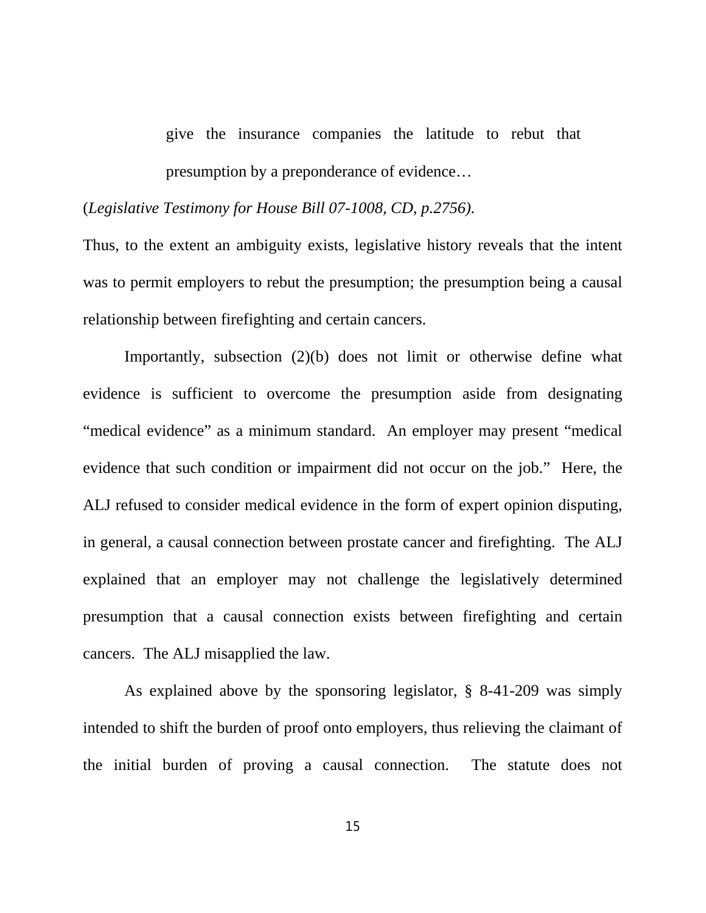> give the insurance companies the latitude to rebut that presumption by a preponderance of evidence…

(*Legislative Testimony for House Bill 07-1008, CD, p.2756).*

Thus, to the extent an ambiguity exists, legislative history reveals that the intent was to permit employers to rebut the presumption; the presumption being a causal relationship between firefighting and certain cancers.

Importantly, subsection (2)(b) does not limit or otherwise define what evidence is sufficient to overcome the presumption aside from designating "medical evidence" as a minimum standard. An employer may present "medical evidence that such condition or impairment did not occur on the job." Here, the ALJ refused to consider medical evidence in the form of expert opinion disputing, in general, a causal connection between prostate cancer and firefighting. The ALJ explained that an employer may not challenge the legislatively determined presumption that a causal connection exists between firefighting and certain cancers. The ALJ misapplied the law.

As explained above by the sponsoring legislator, § 8-41-209 was simply intended to shift the burden of proof onto employers, thus relieving the claimant of the initial burden of proving a causal connection. The statute does not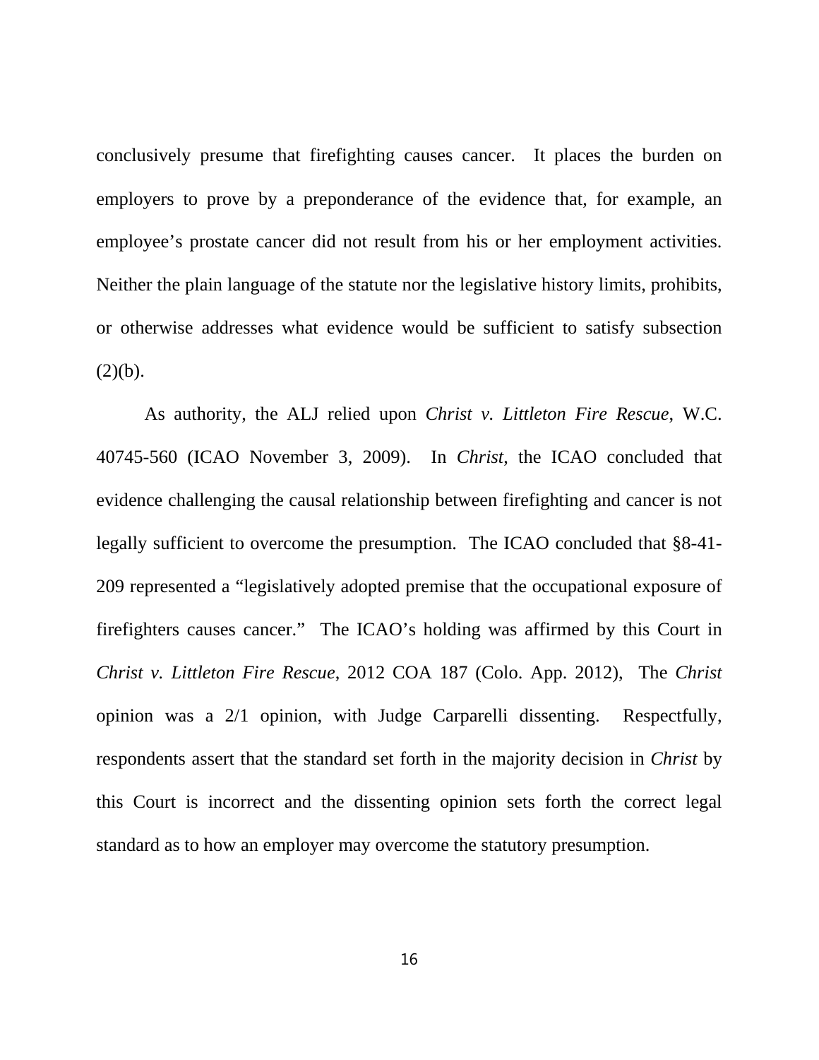conclusively presume that firefighting causes cancer. It places the burden on employers to prove by a preponderance of the evidence that, for example, an employee's prostate cancer did not result from his or her employment activities. Neither the plain language of the statute nor the legislative history limits, prohibits, or otherwise addresses what evidence would be sufficient to satisfy subsection (2)(b).

As authority, the ALJ relied upon *Christ v. Littleton Fire Rescue*, W.C. 40745-560 (ICAO November 3, 2009). In *Christ*, the ICAO concluded that evidence challenging the causal relationship between firefighting and cancer is not legally sufficient to overcome the presumption. The ICAO concluded that §8-41-209 represented a "legislatively adopted premise that the occupational exposure of firefighters causes cancer." The ICAO's holding was affirmed by this Court in *Christ v. Littleton Fire Rescue*, 2012 COA 187 (Colo. App. 2012), The *Christ* opinion was a 2/1 opinion, with Judge Carparelli dissenting. Respectfully, respondents assert that the standard set forth in the majority decision in *Christ* by this Court is incorrect and the dissenting opinion sets forth the correct legal standard as to how an employer may overcome the statutory presumption.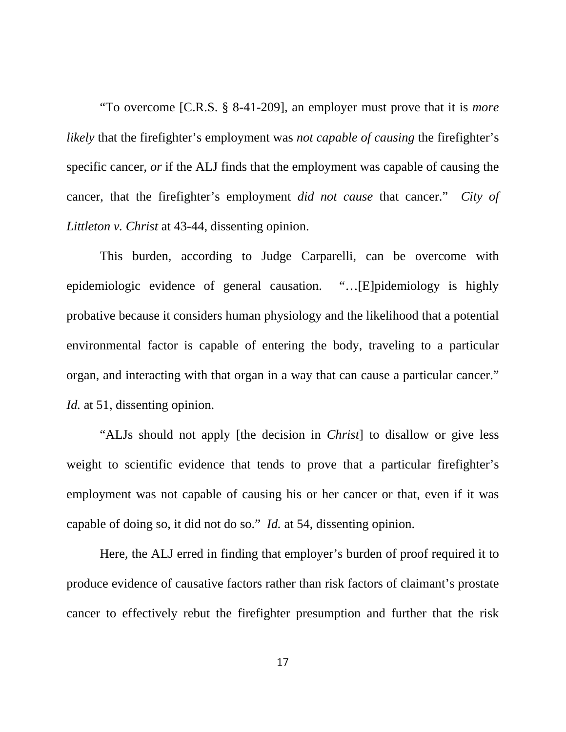"To overcome [C.R.S. § 8-41-209], an employer must prove that it is *more likely* that the firefighter's employment was *not capable of causing* the firefighter's specific cancer, *or* if the ALJ finds that the employment was capable of causing the cancer, that the firefighter's employment *did not cause* that cancer." *City of Littleton v. Christ* at 43-44, dissenting opinion.

This burden, according to Judge Carparelli, can be overcome with epidemiologic evidence of general causation. "…[E]pidemiology is highly probative because it considers human physiology and the likelihood that a potential environmental factor is capable of entering the body, traveling to a particular organ, and interacting with that organ in a way that can cause a particular cancer." *Id.* at 51, dissenting opinion.

"ALJs should not apply [the decision in *Christ*] to disallow or give less weight to scientific evidence that tends to prove that a particular firefighter's employment was not capable of causing his or her cancer or that, even if it was capable of doing so, it did not do so." *Id.* at 54, dissenting opinion.

Here, the ALJ erred in finding that employer's burden of proof required it to produce evidence of causative factors rather than risk factors of claimant's prostate cancer to effectively rebut the firefighter presumption and further that the risk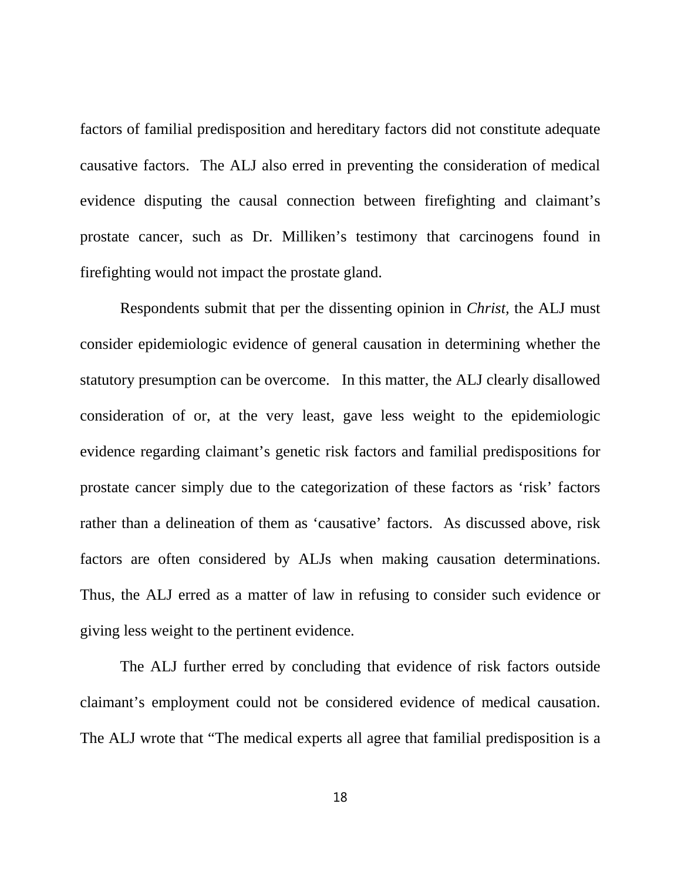factors of familial predisposition and hereditary factors did not constitute adequate causative factors. The ALJ also erred in preventing the consideration of medical evidence disputing the causal connection between firefighting and claimant's prostate cancer, such as Dr. Milliken's testimony that carcinogens found in firefighting would not impact the prostate gland.

Respondents submit that per the dissenting opinion in *Christ,* the ALJ must consider epidemiologic evidence of general causation in determining whether the statutory presumption can be overcome. In this matter, the ALJ clearly disallowed consideration of or, at the very least, gave less weight to the epidemiologic evidence regarding claimant's genetic risk factors and familial predispositions for prostate cancer simply due to the categorization of these factors as 'risk' factors rather than a delineation of them as 'causative' factors. As discussed above, risk factors are often considered by ALJs when making causation determinations. Thus, the ALJ erred as a matter of law in refusing to consider such evidence or giving less weight to the pertinent evidence.

The ALJ further erred by concluding that evidence of risk factors outside claimant's employment could not be considered evidence of medical causation. The ALJ wrote that "The medical experts all agree that familial predisposition is a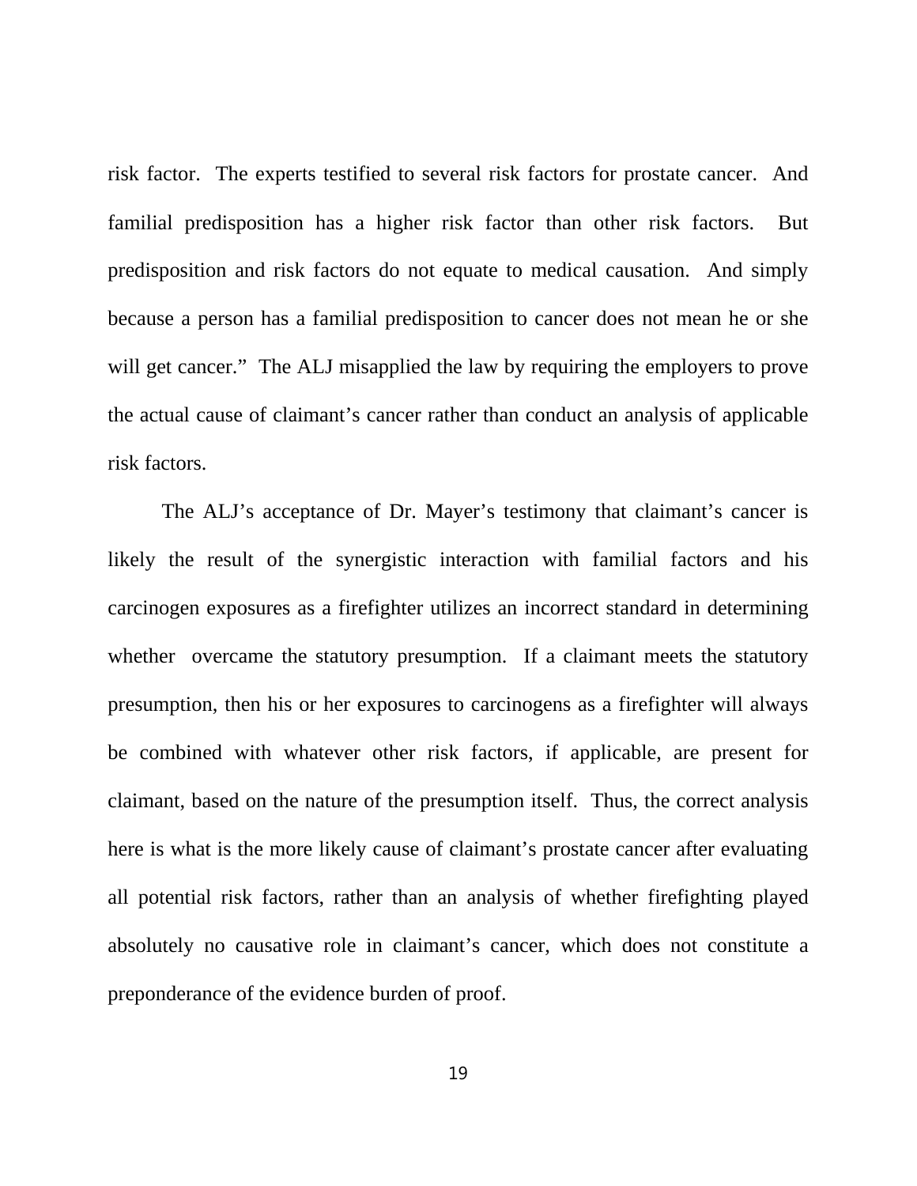risk factor. The experts testified to several risk factors for prostate cancer. And familial predisposition has a higher risk factor than other risk factors. But predisposition and risk factors do not equate to medical causation. And simply because a person has a familial predisposition to cancer does not mean he or she will get cancer." The ALJ misapplied the law by requiring the employers to prove the actual cause of claimant's cancer rather than conduct an analysis of applicable risk factors.

The ALJ's acceptance of Dr. Mayer's testimony that claimant's cancer is likely the result of the synergistic interaction with familial factors and his carcinogen exposures as a firefighter utilizes an incorrect standard in determining whether overcame the statutory presumption. If a claimant meets the statutory presumption, then his or her exposures to carcinogens as a firefighter will always be combined with whatever other risk factors, if applicable, are present for claimant, based on the nature of the presumption itself. Thus, the correct analysis here is what is the more likely cause of claimant's prostate cancer after evaluating all potential risk factors, rather than an analysis of whether firefighting played absolutely no causative role in claimant's cancer, which does not constitute a preponderance of the evidence burden of proof.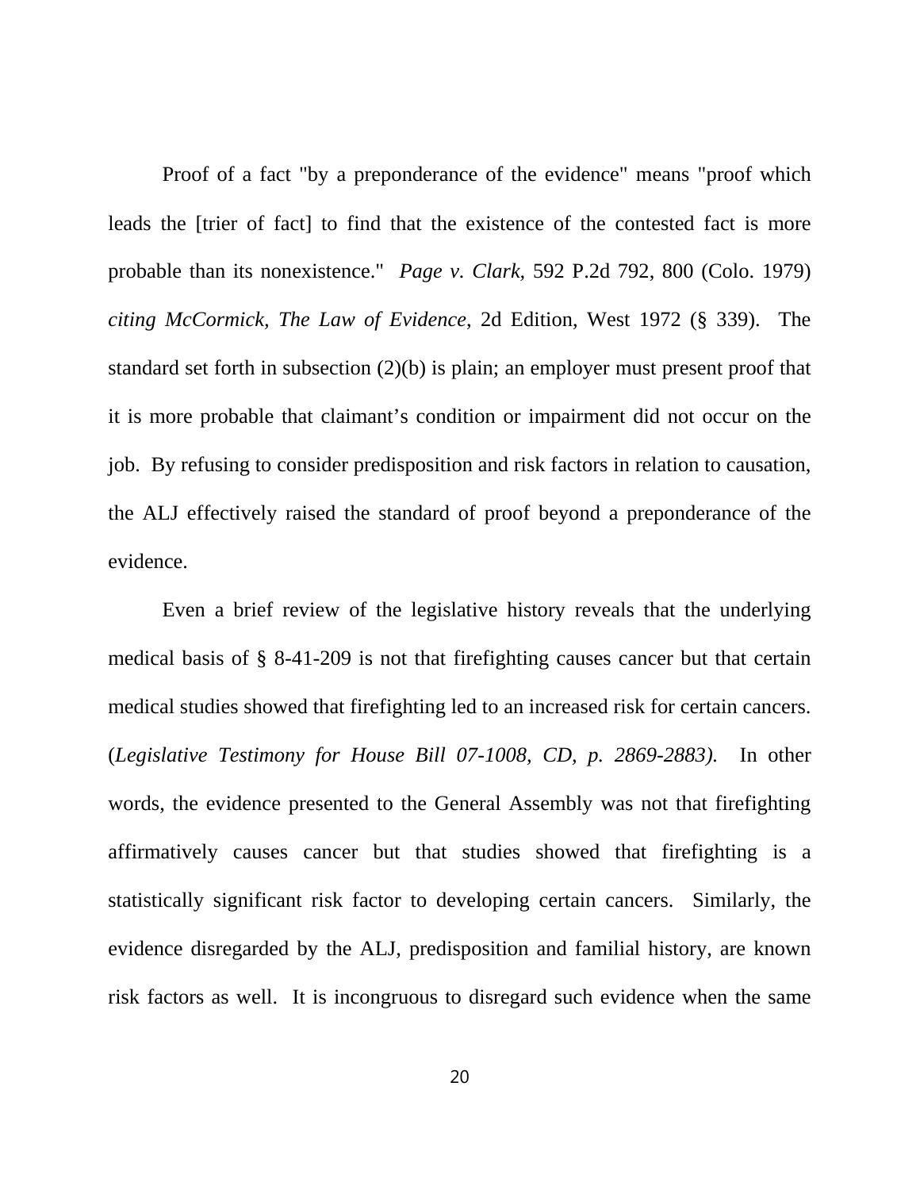Proof of a fact "by a preponderance of the evidence" means "proof which leads the [trier of fact] to find that the existence of the contested fact is more probable than its nonexistence." *Page v. Clark*, 592 P.2d 792, 800 (Colo. 1979) *citing McCormick, The Law of Evidence*, 2d Edition, West 1972 (§ 339). The standard set forth in subsection (2)(b) is plain; an employer must present proof that it is more probable that claimant's condition or impairment did not occur on the job. By refusing to consider predisposition and risk factors in relation to causation, the ALJ effectively raised the standard of proof beyond a preponderance of the evidence.

Even a brief review of the legislative history reveals that the underlying medical basis of § 8-41-209 is not that firefighting causes cancer but that certain medical studies showed that firefighting led to an increased risk for certain cancers. (*Legislative Testimony for House Bill 07-1008, CD, p. 2869-2883).* In other words, the evidence presented to the General Assembly was not that firefighting affirmatively causes cancer but that studies showed that firefighting is a statistically significant risk factor to developing certain cancers. Similarly, the evidence disregarded by the ALJ, predisposition and familial history, are known risk factors as well. It is incongruous to disregard such evidence when the same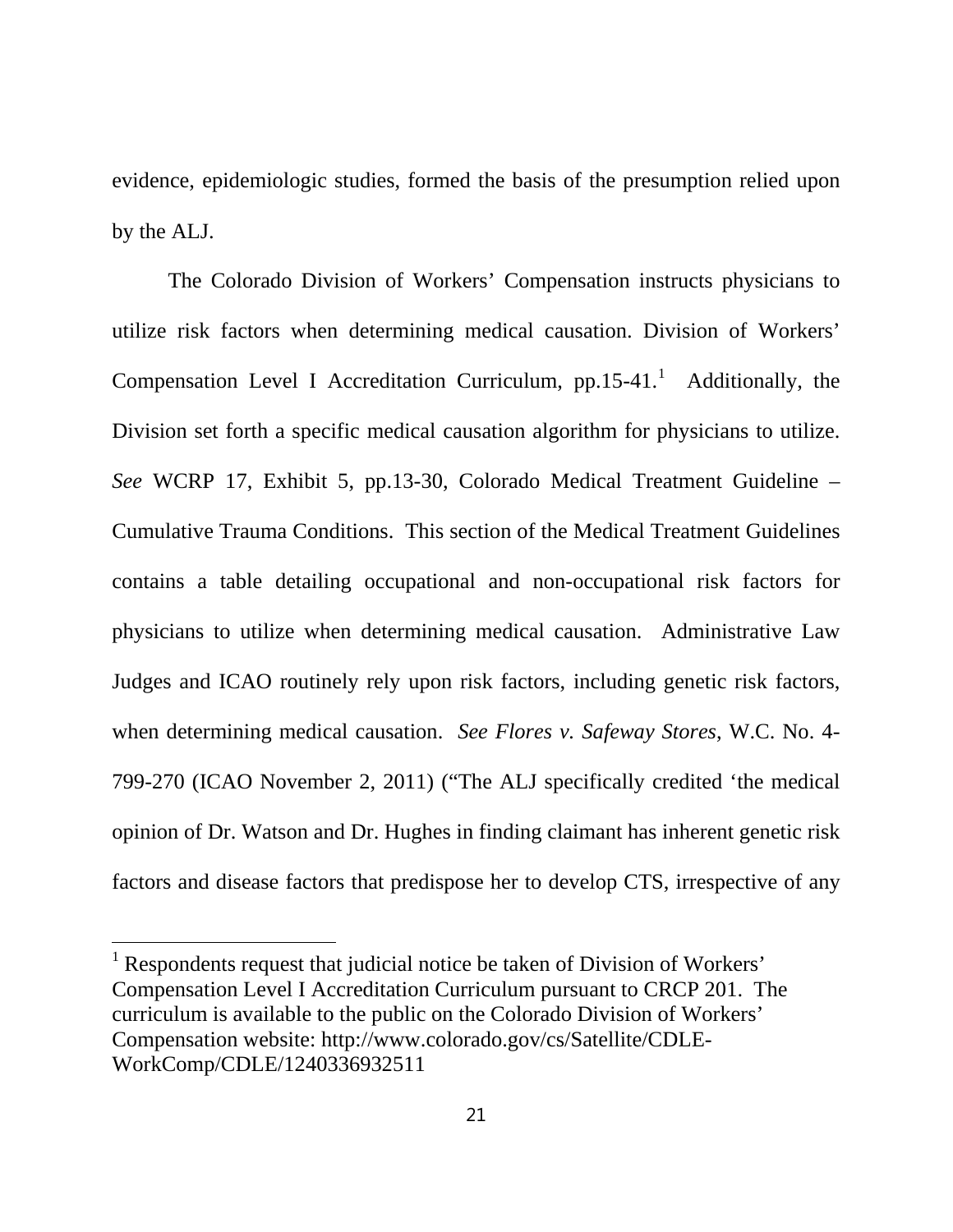evidence, epidemiologic studies, formed the basis of the presumption relied upon by the ALJ.

The Colorado Division of Workers' Compensation instructs physicians to utilize risk factors when determining medical causation. Division of Workers' Compensation Level I Accreditation Curriculum, pp.15-41.[1] Additionally, the Division set forth a specific medical causation algorithm for physicians to utilize. *See* WCRP 17, Exhibit 5, pp.13-30, Colorado Medical Treatment Guideline – Cumulative Trauma Conditions. This section of the Medical Treatment Guidelines contains a table detailing occupational and non-occupational risk factors for physicians to utilize when determining medical causation. Administrative Law Judges and ICAO routinely rely upon risk factors, including genetic risk factors, when determining medical causation. *See Flores v. Safeway Stores*, W.C. No. 4-799-270 (ICAO November 2, 2011) ("The ALJ specifically credited 'the medical opinion of Dr. Watson and Dr. Hughes in finding claimant has inherent genetic risk factors and disease factors that predispose her to develop CTS, irrespective of any

---

[1] Respondents request that judicial notice be taken of Division of Workers' Compensation Level I Accreditation Curriculum pursuant to CRCP 201. The curriculum is available to the public on the Colorado Division of Workers' Compensation website: http://www.colorado.gov/cs/Satellite/CDLE-WorkComp/CDLE/1240336932511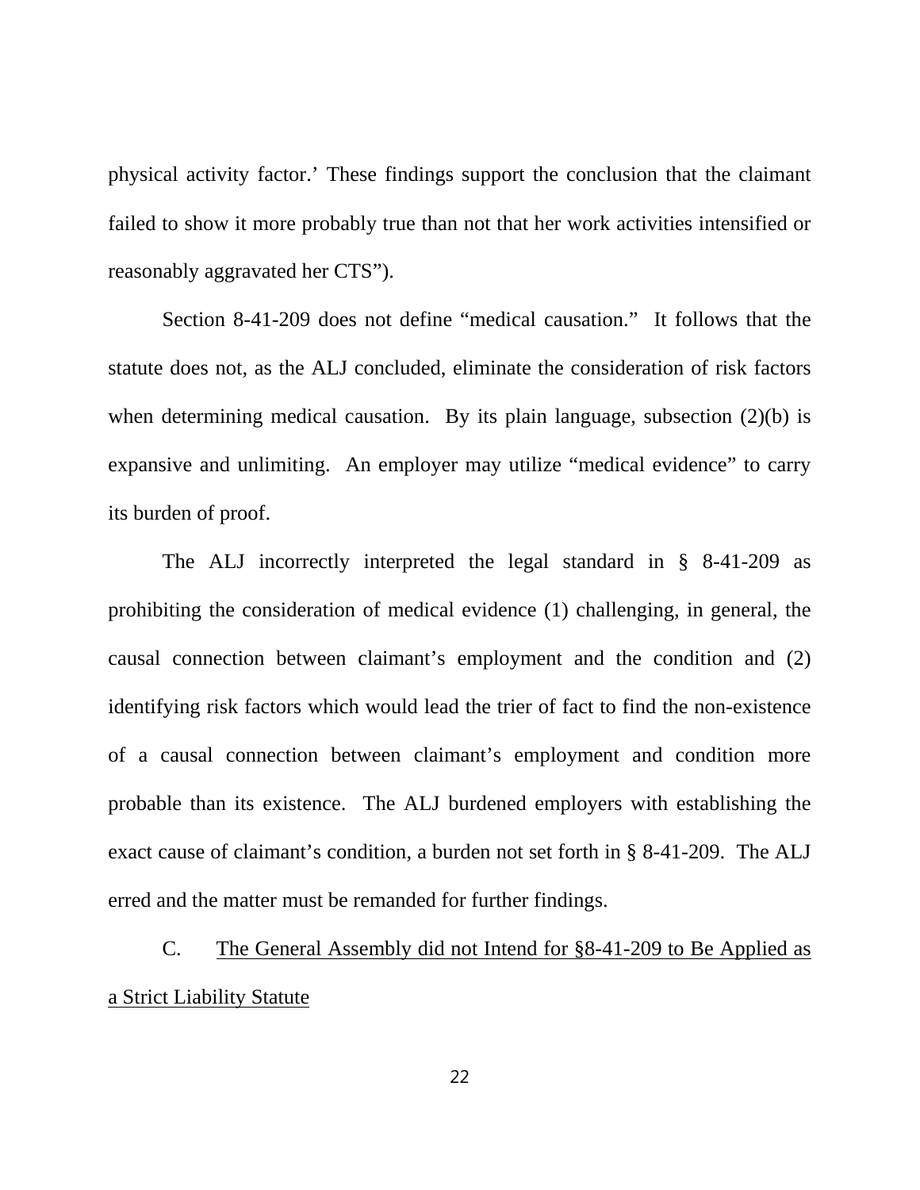physical activity factor.' These findings support the conclusion that the claimant failed to show it more probably true than not that her work activities intensified or reasonably aggravated her CTS").

Section 8-41-209 does not define "medical causation." It follows that the statute does not, as the ALJ concluded, eliminate the consideration of risk factors when determining medical causation. By its plain language, subsection (2)(b) is expansive and unlimiting. An employer may utilize "medical evidence" to carry its burden of proof.

The ALJ incorrectly interpreted the legal standard in § 8-41-209 as prohibiting the consideration of medical evidence (1) challenging, in general, the causal connection between claimant's employment and the condition and (2) identifying risk factors which would lead the trier of fact to find the non-existence of a causal connection between claimant's employment and condition more probable than its existence. The ALJ burdened employers with establishing the exact cause of claimant's condition, a burden not set forth in § 8-41-209. The ALJ erred and the matter must be remanded for further findings.

C. <u>The General Assembly did not Intend for §8-41-209 to Be Applied as a Strict Liability Statute</u>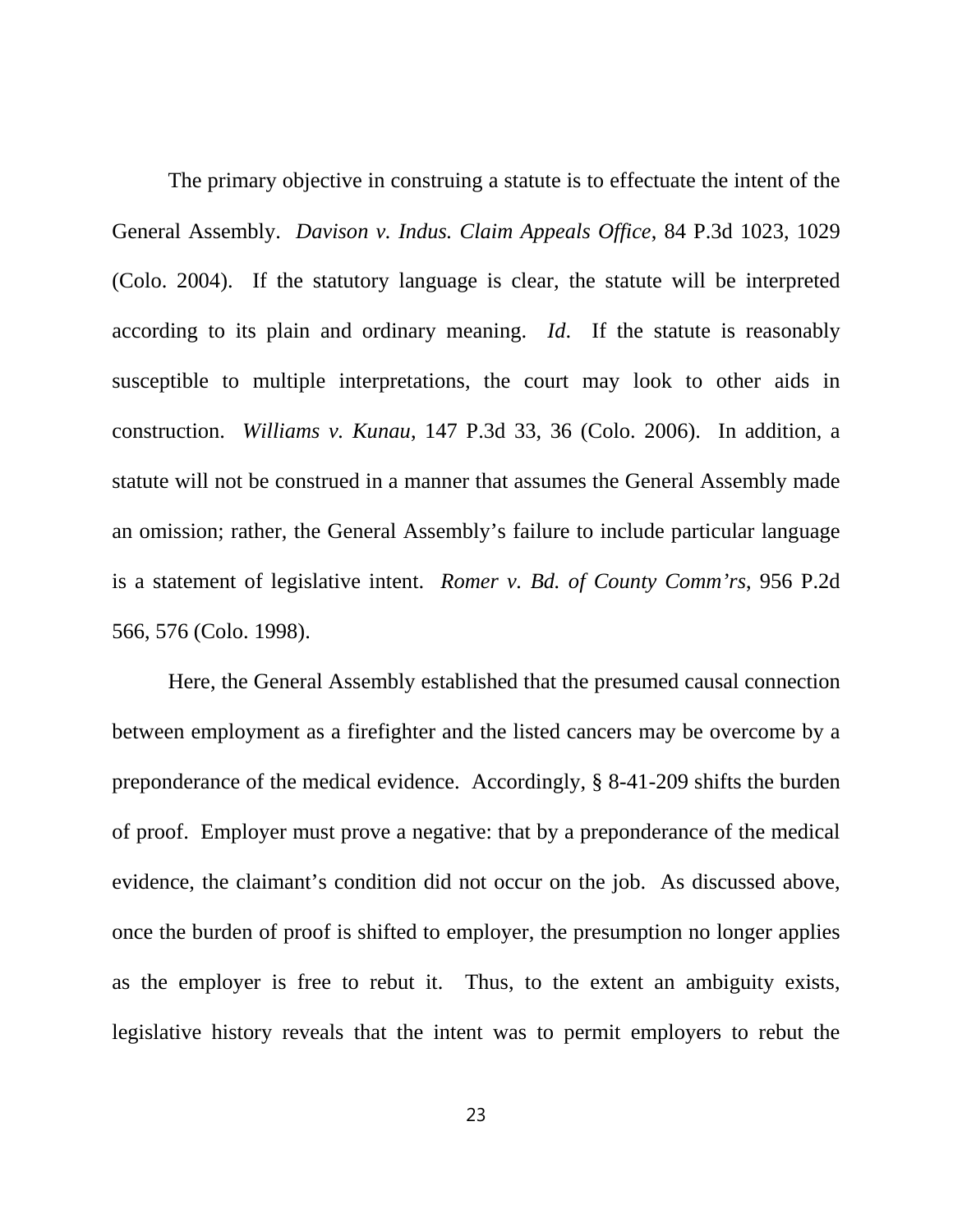The primary objective in construing a statute is to effectuate the intent of the General Assembly. *Davison v. Indus. Claim Appeals Office*, 84 P.3d 1023, 1029 (Colo. 2004). If the statutory language is clear, the statute will be interpreted according to its plain and ordinary meaning. *Id*. If the statute is reasonably susceptible to multiple interpretations, the court may look to other aids in construction. *Williams v. Kunau*, 147 P.3d 33, 36 (Colo. 2006). In addition, a statute will not be construed in a manner that assumes the General Assembly made an omission; rather, the General Assembly's failure to include particular language is a statement of legislative intent. *Romer v. Bd. of County Comm'rs*, 956 P.2d 566, 576 (Colo. 1998).

Here, the General Assembly established that the presumed causal connection between employment as a firefighter and the listed cancers may be overcome by a preponderance of the medical evidence. Accordingly, § 8-41-209 shifts the burden of proof. Employer must prove a negative: that by a preponderance of the medical evidence, the claimant's condition did not occur on the job. As discussed above, once the burden of proof is shifted to employer, the presumption no longer applies as the employer is free to rebut it. Thus, to the extent an ambiguity exists, legislative history reveals that the intent was to permit employers to rebut the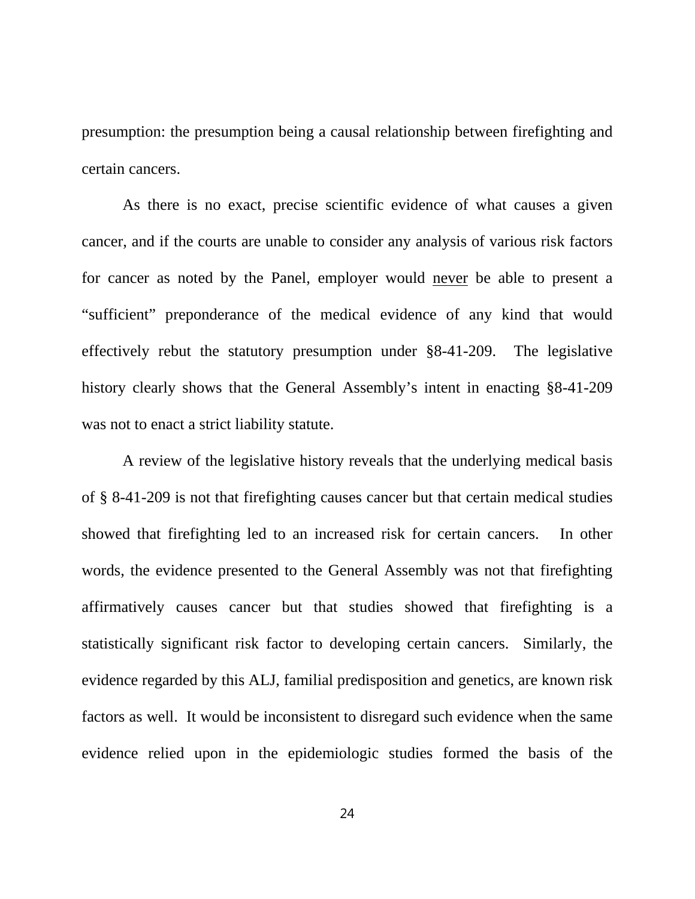presumption: the presumption being a causal relationship between firefighting and certain cancers.

As there is no exact, precise scientific evidence of what causes a given cancer, and if the courts are unable to consider any analysis of various risk factors for cancer as noted by the Panel, employer would <u>never</u> be able to present a "sufficient" preponderance of the medical evidence of any kind that would effectively rebut the statutory presumption under §8-41-209. The legislative history clearly shows that the General Assembly's intent in enacting §8-41-209 was not to enact a strict liability statute.

A review of the legislative history reveals that the underlying medical basis of § 8-41-209 is not that firefighting causes cancer but that certain medical studies showed that firefighting led to an increased risk for certain cancers. In other words, the evidence presented to the General Assembly was not that firefighting affirmatively causes cancer but that studies showed that firefighting is a statistically significant risk factor to developing certain cancers. Similarly, the evidence regarded by this ALJ, familial predisposition and genetics, are known risk factors as well. It would be inconsistent to disregard such evidence when the same evidence relied upon in the epidemiologic studies formed the basis of the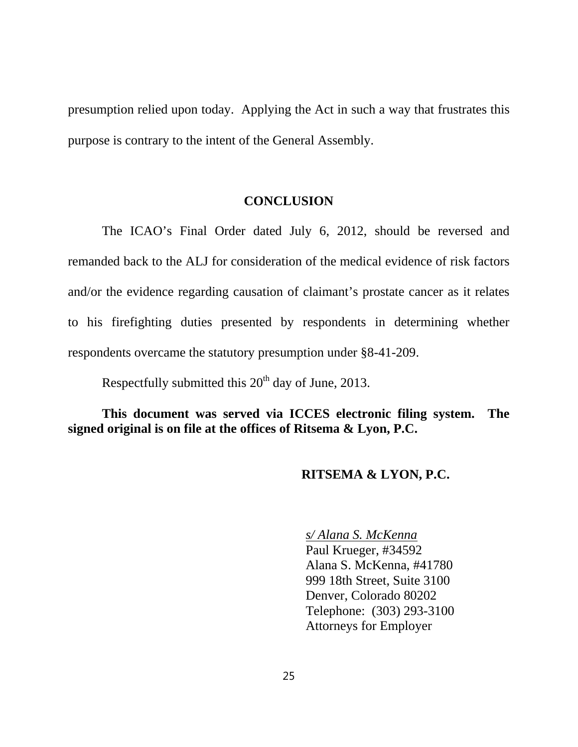presumption relied upon today. Applying the Act in such a way that frustrates this purpose is contrary to the intent of the General Assembly.

## CONCLUSION

The ICAO's Final Order dated July 6, 2012, should be reversed and remanded back to the ALJ for consideration of the medical evidence of risk factors and/or the evidence regarding causation of claimant's prostate cancer as it relates to his firefighting duties presented by respondents in determining whether respondents overcame the statutory presumption under §8-41-209.

Respectfully submitted this 20th day of June, 2013.

**This document was served via ICCES electronic filing system. The signed original is on file at the offices of Ritsema & Lyon, P.C.**

**RITSEMA & LYON, P.C.**

*s/ Alana S. McKenna*
Paul Krueger, #34592
Alana S. McKenna, #41780
999 18th Street, Suite 3100
Denver, Colorado 80202
Telephone: (303) 293-3100
Attorneys for Employer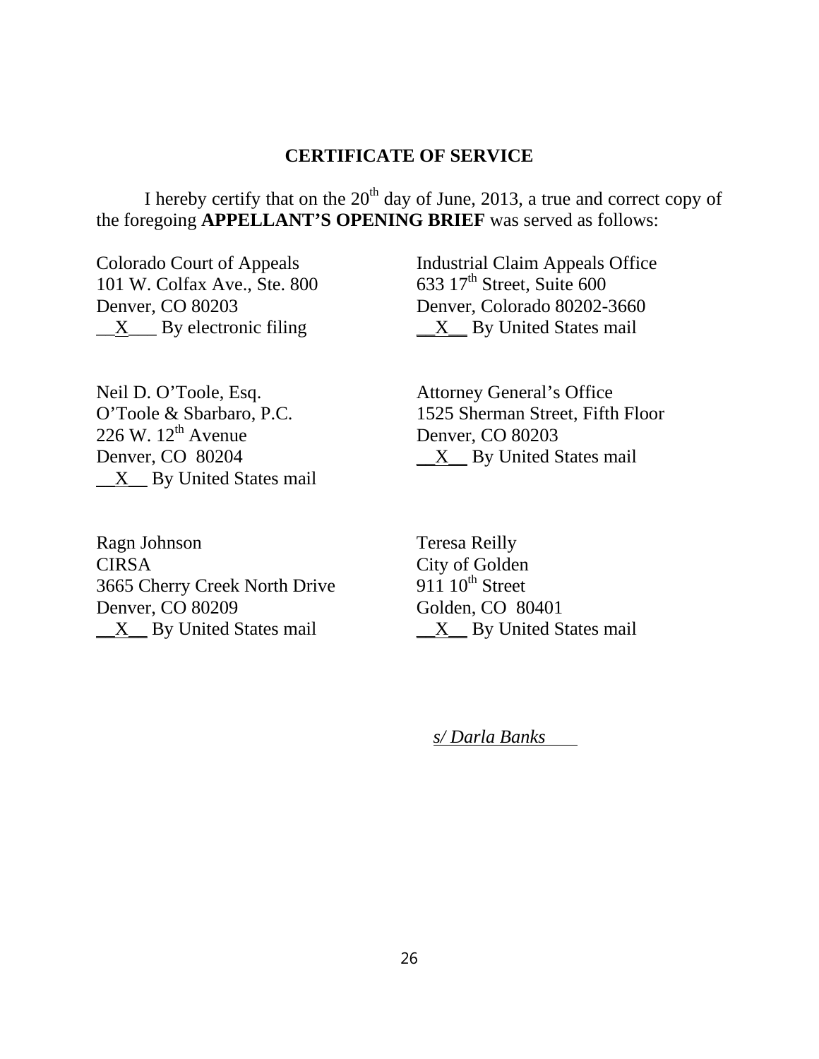## CERTIFICATE OF SERVICE

I hereby certify that on the 20th day of June, 2013, a true and correct copy of the foregoing **APPELLANT'S OPENING BRIEF** was served as follows:

Colorado Court of Appeals
101 W. Colfax Ave., Ste. 800
Denver, CO 80203
\_\_X\_\_\_ By electronic filing

Industrial Claim Appeals Office
633 17th Street, Suite 600
Denver, Colorado 80202-3660
\_\_X\_\_ By United States mail

Neil D. O'Toole, Esq.
O'Toole & Sbarbaro, P.C.
226 W. 12th Avenue
Denver, CO 80204
\_\_X\_\_ By United States mail

Attorney General's Office
1525 Sherman Street, Fifth Floor
Denver, CO 80203
\_\_X\_\_ By United States mail

Ragn Johnson
CIRSA
3665 Cherry Creek North Drive
Denver, CO 80209
\_\_X\_\_ By United States mail

Teresa Reilly
City of Golden
911 10th Street
Golden, CO 80401
\_\_X\_\_ By United States mail

*s/ Darla Banks*